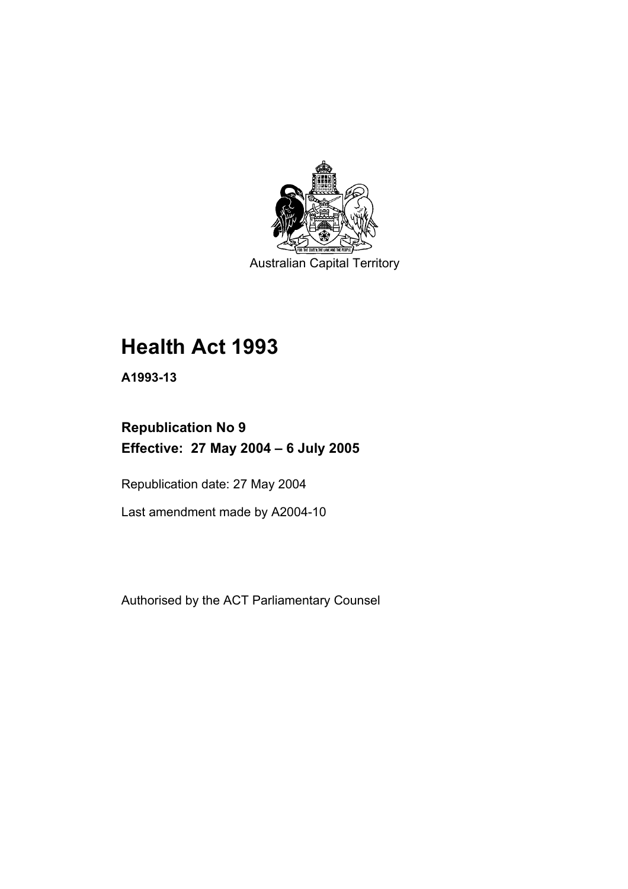Australian Capital Territory

# Health Act 1993

**A1993-13**

## Republication No 9
## Effective: 27 May 2004 – 6 July 2005

Republication date: 27 May 2004

Last amendment made by A2004-10

Authorised by the ACT Parliamentary Counsel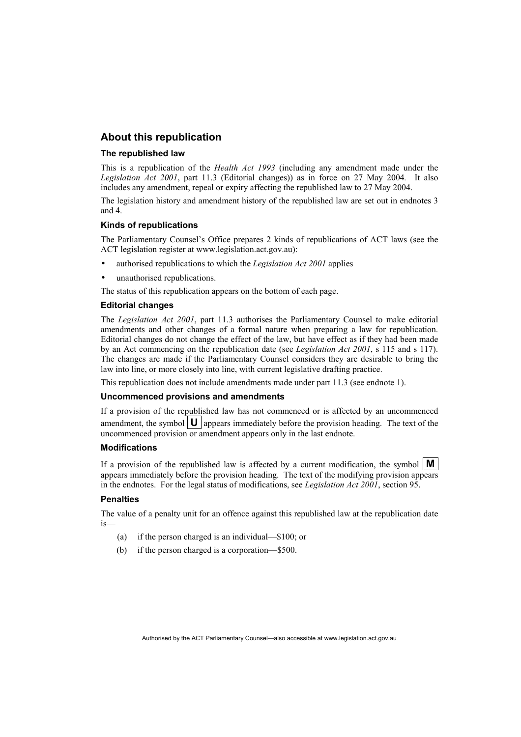## About this republication

### The republished law

This is a republication of the *Health Act 1993* (including any amendment made under the *Legislation Act 2001*, part 11.3 (Editorial changes)) as in force on 27 May 2004*.* It also includes any amendment, repeal or expiry affecting the republished law to 27 May 2004.

The legislation history and amendment history of the republished law are set out in endnotes 3 and 4.

### Kinds of republications

The Parliamentary Counsel's Office prepares 2 kinds of republications of ACT laws (see the ACT legislation register at www.legislation.act.gov.au):

- authorised republications to which the *Legislation Act 2001* applies
- unauthorised republications.

The status of this republication appears on the bottom of each page.

### Editorial changes

The *Legislation Act 2001*, part 11.3 authorises the Parliamentary Counsel to make editorial amendments and other changes of a formal nature when preparing a law for republication. Editorial changes do not change the effect of the law, but have effect as if they had been made by an Act commencing on the republication date (see *Legislation Act 2001*, s 115 and s 117). The changes are made if the Parliamentary Counsel considers they are desirable to bring the law into line, or more closely into line, with current legislative drafting practice.

This republication does not include amendments made under part 11.3 (see endnote 1).

### Uncommenced provisions and amendments

If a provision of the republished law has not commenced or is affected by an uncommenced amendment, the symbol **U** appears immediately before the provision heading. The text of the uncommenced provision or amendment appears only in the last endnote.

### Modifications

If a provision of the republished law is affected by a current modification, the symbol **M** appears immediately before the provision heading. The text of the modifying provision appears in the endnotes. For the legal status of modifications, see *Legislation Act 2001*, section 95.

### Penalties

The value of a penalty unit for an offence against this republished law at the republication date is—

(a) if the person charged is an individual—$100; or

(b) if the person charged is a corporation—$500.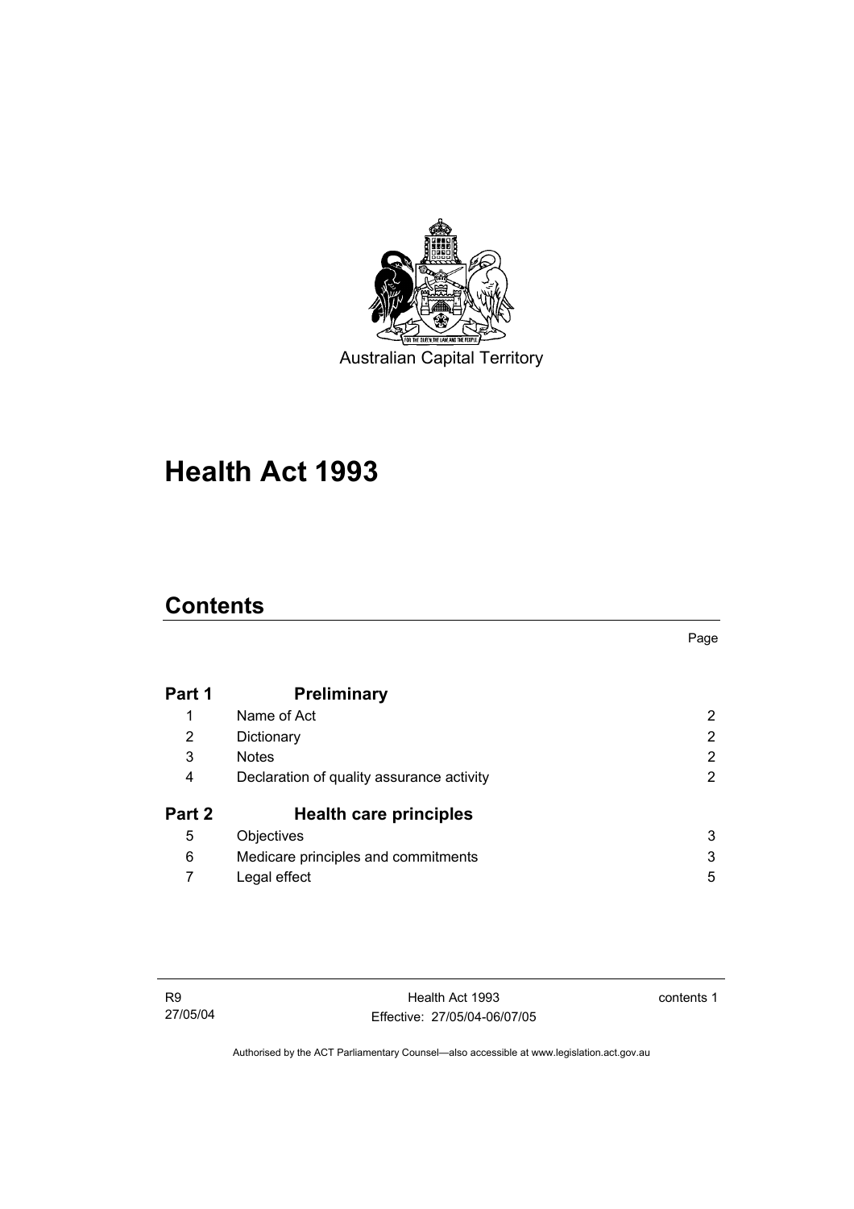Australian Capital Territory

# Health Act 1993

## Contents

| | | Page |
|---|---|---|
| **Part 1** | **Preliminary** | |
| 1 | Name of Act | 2 |
| 2 | Dictionary | 2 |
| 3 | Notes | 2 |
| 4 | Declaration of quality assurance activity | 2 |
| **Part 2** | **Health care principles** | |
| 5 | Objectives | 3 |
| 6 | Medicare principles and commitments | 3 |
| 7 | Legal effect | 5 |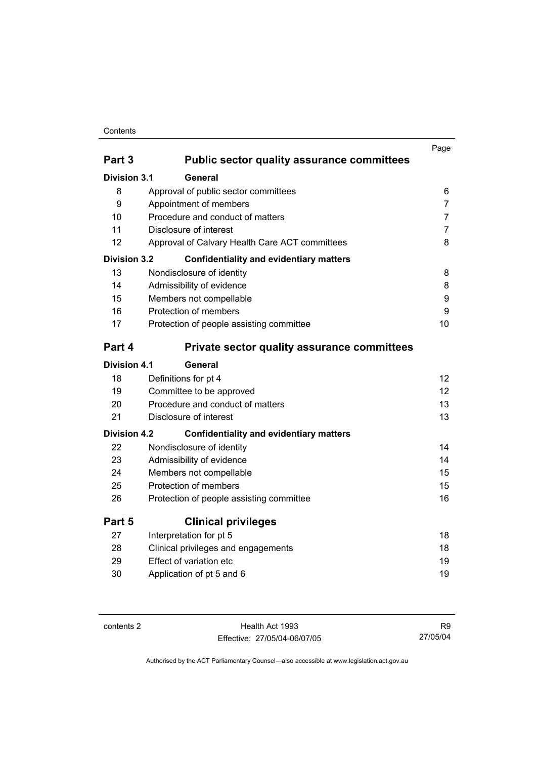| | | Page |
|---|---|---|
| **Part 3** | **Public sector quality assurance committees** | |
| **Division 3.1** | **General** | |
| 8 | Approval of public sector committees | 6 |
| 9 | Appointment of members | 7 |
| 10 | Procedure and conduct of matters | 7 |
| 11 | Disclosure of interest | 7 |
| 12 | Approval of Calvary Health Care ACT committees | 8 |
| **Division 3.2** | **Confidentiality and evidentiary matters** | |
| 13 | Nondisclosure of identity | 8 |
| 14 | Admissibility of evidence | 8 |
| 15 | Members not compellable | 9 |
| 16 | Protection of members | 9 |
| 17 | Protection of people assisting committee | 10 |
| **Part 4** | **Private sector quality assurance committees** | |
| **Division 4.1** | **General** | |
| 18 | Definitions for pt 4 | 12 |
| 19 | Committee to be approved | 12 |
| 20 | Procedure and conduct of matters | 13 |
| 21 | Disclosure of interest | 13 |
| **Division 4.2** | **Confidentiality and evidentiary matters** | |
| 22 | Nondisclosure of identity | 14 |
| 23 | Admissibility of evidence | 14 |
| 24 | Members not compellable | 15 |
| 25 | Protection of members | 15 |
| 26 | Protection of people assisting committee | 16 |
| **Part 5** | **Clinical privileges** | |
| 27 | Interpretation for pt 5 | 18 |
| 28 | Clinical privileges and engagements | 18 |
| 29 | Effect of variation etc | 19 |
| 30 | Application of pt 5 and 6 | 19 |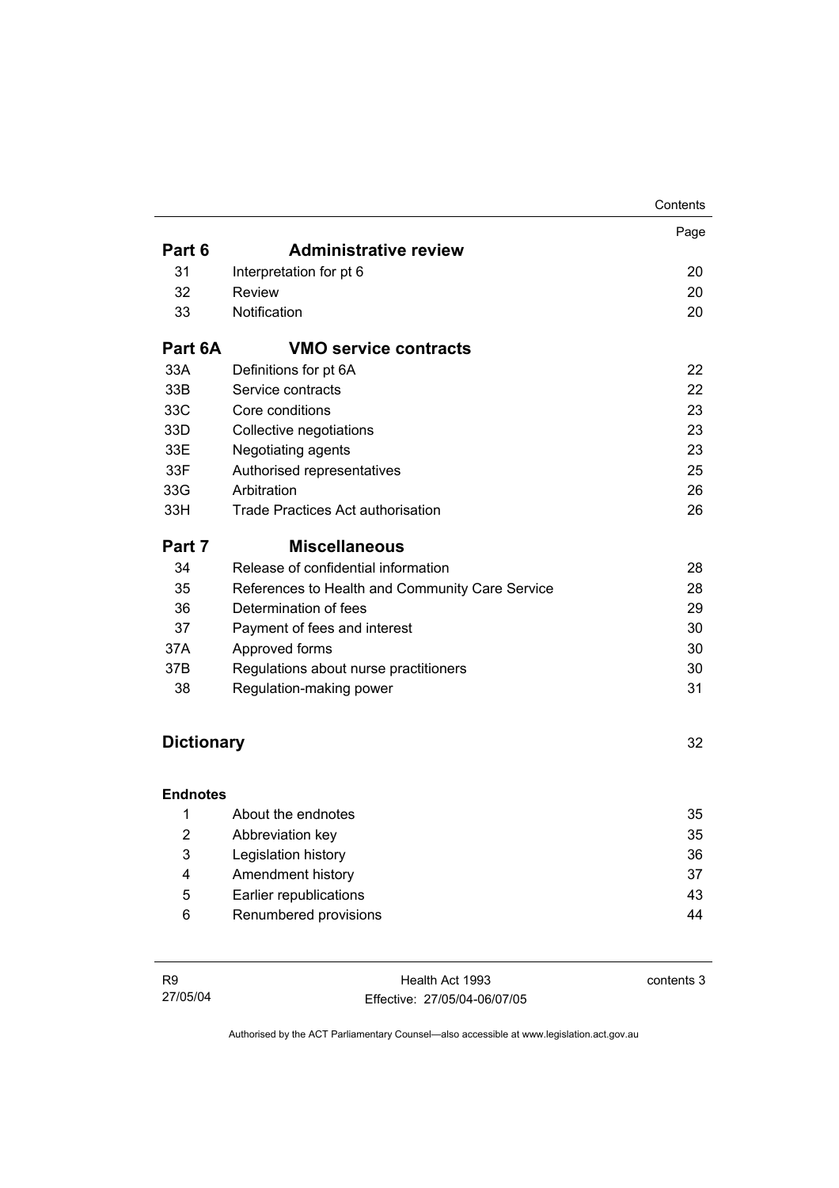| | | Page |
|---|---|---|
| **Part 6** | **Administrative review** | |
| 31 | Interpretation for pt 6 | 20 |
| 32 | Review | 20 |
| 33 | Notification | 20 |
| **Part 6A** | **VMO service contracts** | |
| 33A | Definitions for pt 6A | 22 |
| 33B | Service contracts | 22 |
| 33C | Core conditions | 23 |
| 33D | Collective negotiations | 23 |
| 33E | Negotiating agents | 23 |
| 33F | Authorised representatives | 25 |
| 33G | Arbitration | 26 |
| 33H | Trade Practices Act authorisation | 26 |
| **Part 7** | **Miscellaneous** | |
| 34 | Release of confidential information | 28 |
| 35 | References to Health and Community Care Service | 28 |
| 36 | Determination of fees | 29 |
| 37 | Payment of fees and interest | 30 |
| 37A | Approved forms | 30 |
| 37B | Regulations about nurse practitioners | 30 |
| 38 | Regulation-making power | 31 |
| **Dictionary** | | 32 |
| **Endnotes** | | |
| 1 | About the endnotes | 35 |
| 2 | Abbreviation key | 35 |
| 3 | Legislation history | 36 |
| 4 | Amendment history | 37 |
| 5 | Earlier republications | 43 |
| 6 | Renumbered provisions | 44 |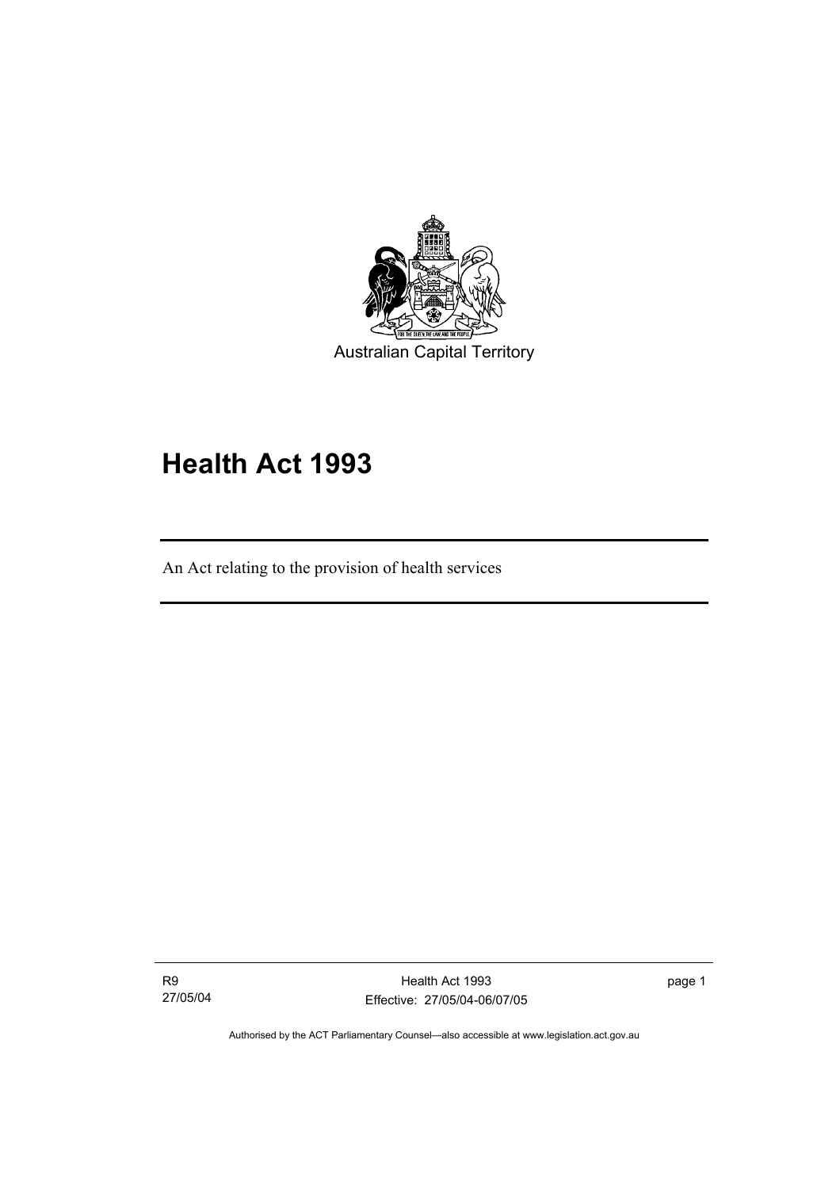Australian Capital Territory

# Health Act 1993

An Act relating to the provision of health services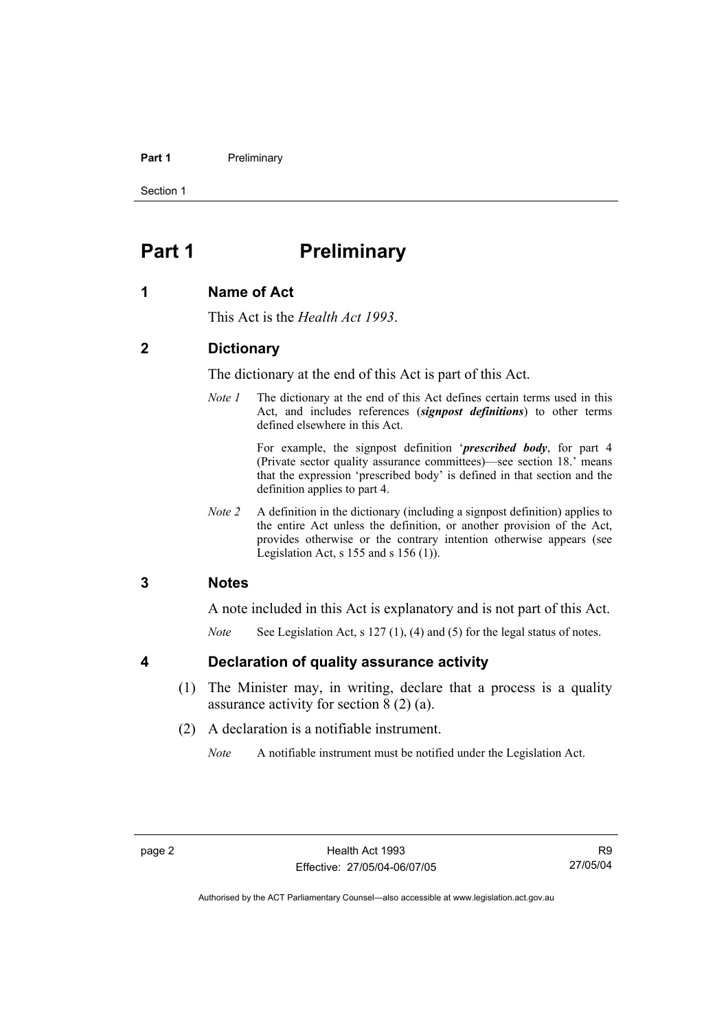# Part 1 Preliminary

## 1 Name of Act

This Act is the *Health Act 1993*.

## 2 Dictionary

The dictionary at the end of this Act is part of this Act.

*Note 1* The dictionary at the end of this Act defines certain terms used in this Act, and includes references (***signpost definitions***) to other terms defined elsewhere in this Act.

For example, the signpost definition '***prescribed body***, for part 4 (Private sector quality assurance committees)—see section 18.' means that the expression 'prescribed body' is defined in that section and the definition applies to part 4.

*Note 2* A definition in the dictionary (including a signpost definition) applies to the entire Act unless the definition, or another provision of the Act, provides otherwise or the contrary intention otherwise appears (see Legislation Act, s 155 and s 156 (1)).

## 3 Notes

A note included in this Act is explanatory and is not part of this Act.

*Note* See Legislation Act, s 127 (1), (4) and (5) for the legal status of notes.

## 4 Declaration of quality assurance activity

(1) The Minister may, in writing, declare that a process is a quality assurance activity for section 8 (2) (a).

(2) A declaration is a notifiable instrument.

*Note* A notifiable instrument must be notified under the Legislation Act.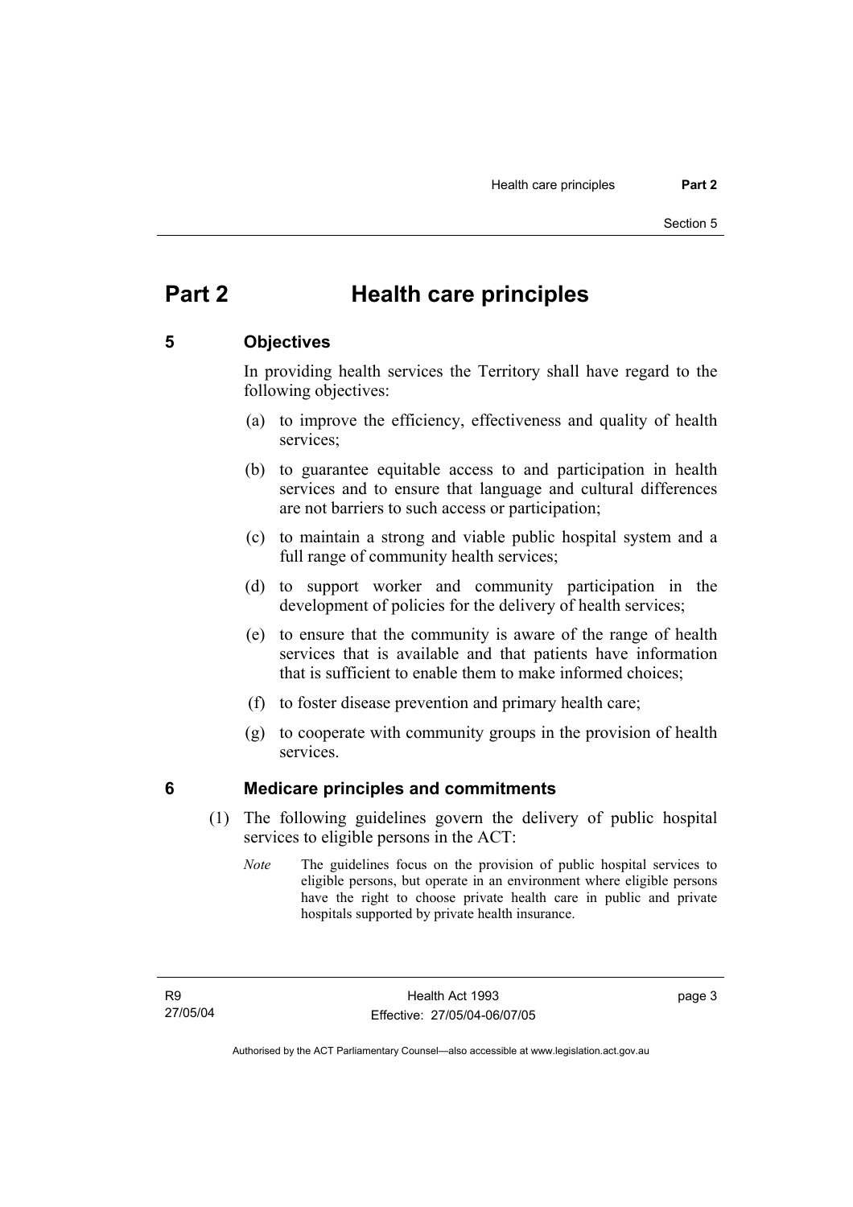# Part 2 Health care principles

## 5 Objectives

In providing health services the Territory shall have regard to the following objectives:

(a) to improve the efficiency, effectiveness and quality of health services;

(b) to guarantee equitable access to and participation in health services and to ensure that language and cultural differences are not barriers to such access or participation;

(c) to maintain a strong and viable public hospital system and a full range of community health services;

(d) to support worker and community participation in the development of policies for the delivery of health services;

(e) to ensure that the community is aware of the range of health services that is available and that patients have information that is sufficient to enable them to make informed choices;

(f) to foster disease prevention and primary health care;

(g) to cooperate with community groups in the provision of health services.

## 6 Medicare principles and commitments

(1) The following guidelines govern the delivery of public hospital services to eligible persons in the ACT:

*Note* The guidelines focus on the provision of public hospital services to eligible persons, but operate in an environment where eligible persons have the right to choose private health care in public and private hospitals supported by private health insurance.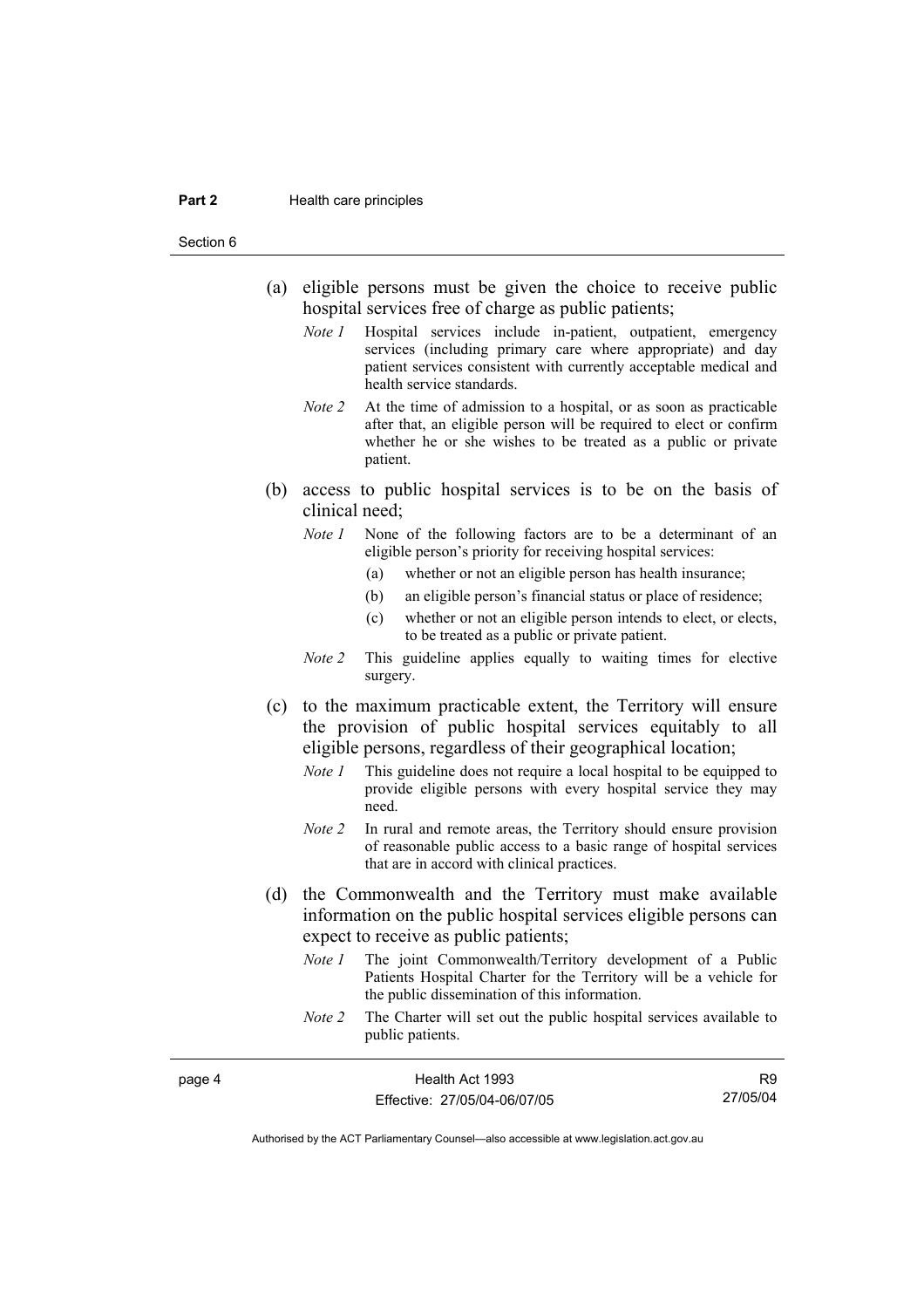(a) eligible persons must be given the choice to receive public hospital services free of charge as public patients;

*Note 1* Hospital services include in-patient, outpatient, emergency services (including primary care where appropriate) and day patient services consistent with currently acceptable medical and health service standards.

*Note 2* At the time of admission to a hospital, or as soon as practicable after that, an eligible person will be required to elect or confirm whether he or she wishes to be treated as a public or private patient.

(b) access to public hospital services is to be on the basis of clinical need;

*Note 1* None of the following factors are to be a determinant of an eligible person's priority for receiving hospital services:

(a) whether or not an eligible person has health insurance;

(b) an eligible person's financial status or place of residence;

(c) whether or not an eligible person intends to elect, or elects, to be treated as a public or private patient.

*Note 2* This guideline applies equally to waiting times for elective surgery.

(c) to the maximum practicable extent, the Territory will ensure the provision of public hospital services equitably to all eligible persons, regardless of their geographical location;

*Note 1* This guideline does not require a local hospital to be equipped to provide eligible persons with every hospital service they may need.

*Note 2* In rural and remote areas, the Territory should ensure provision of reasonable public access to a basic range of hospital services that are in accord with clinical practices.

(d) the Commonwealth and the Territory must make available information on the public hospital services eligible persons can expect to receive as public patients;

*Note 1* The joint Commonwealth/Territory development of a Public Patients Hospital Charter for the Territory will be a vehicle for the public dissemination of this information.

*Note 2* The Charter will set out the public hospital services available to public patients.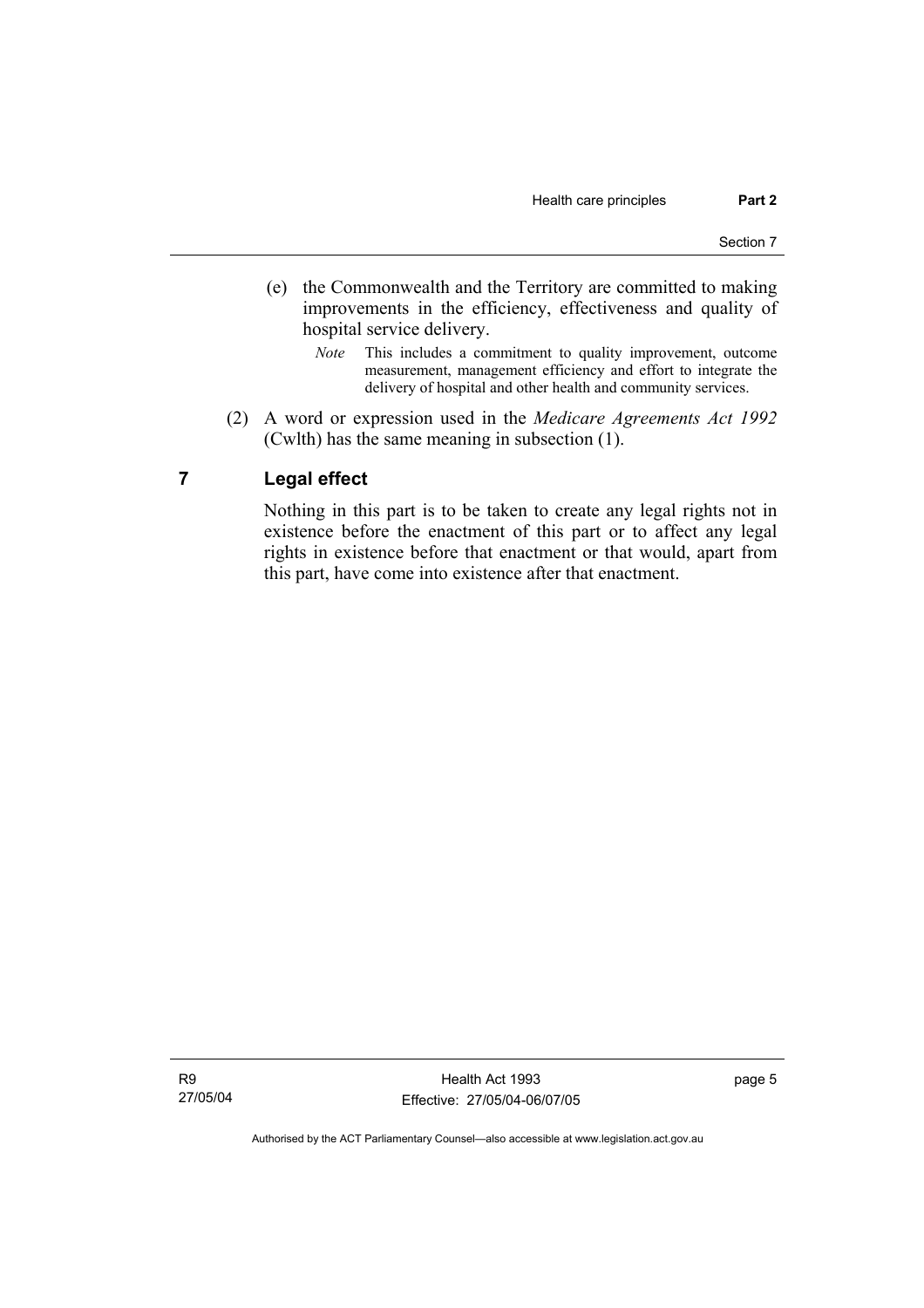(e) the Commonwealth and the Territory are committed to making improvements in the efficiency, effectiveness and quality of hospital service delivery.

*Note* This includes a commitment to quality improvement, outcome measurement, management efficiency and effort to integrate the delivery of hospital and other health and community services.

(2) A word or expression used in the *Medicare Agreements Act 1992* (Cwlth) has the same meaning in subsection (1).

## 7 Legal effect

Nothing in this part is to be taken to create any legal rights not in existence before the enactment of this part or to affect any legal rights in existence before that enactment or that would, apart from this part, have come into existence after that enactment.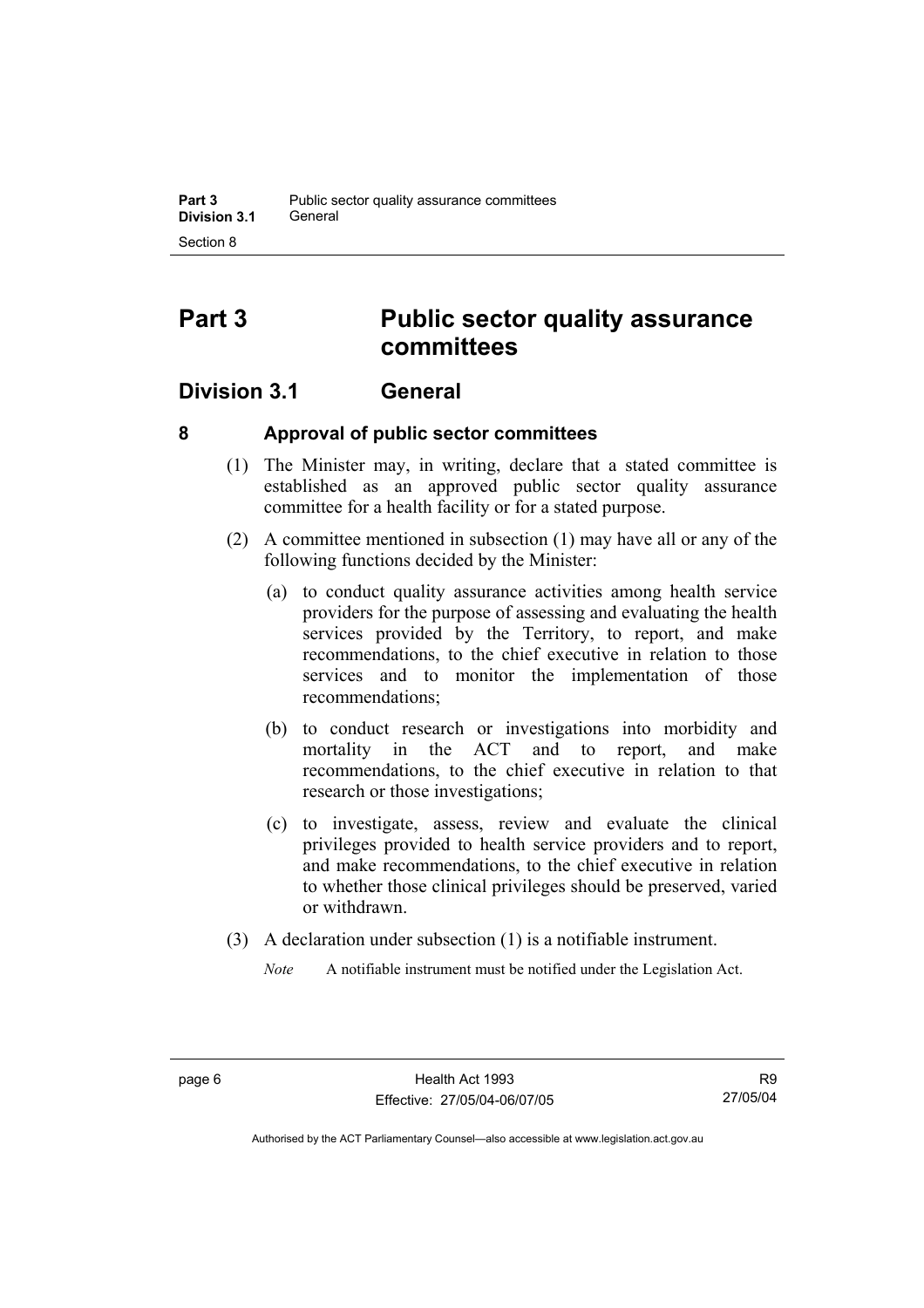# Part 3 Public sector quality assurance committees

## Division 3.1 General

### 8 Approval of public sector committees

(1) The Minister may, in writing, declare that a stated committee is established as an approved public sector quality assurance committee for a health facility or for a stated purpose.

(2) A committee mentioned in subsection (1) may have all or any of the following functions decided by the Minister:

(a) to conduct quality assurance activities among health service providers for the purpose of assessing and evaluating the health services provided by the Territory, to report, and make recommendations, to the chief executive in relation to those services and to monitor the implementation of those recommendations;

(b) to conduct research or investigations into morbidity and mortality in the ACT and to report, and make recommendations, to the chief executive in relation to that research or those investigations;

(c) to investigate, assess, review and evaluate the clinical privileges provided to health service providers and to report, and make recommendations, to the chief executive in relation to whether those clinical privileges should be preserved, varied or withdrawn.

(3) A declaration under subsection (1) is a notifiable instrument.

*Note* A notifiable instrument must be notified under the Legislation Act.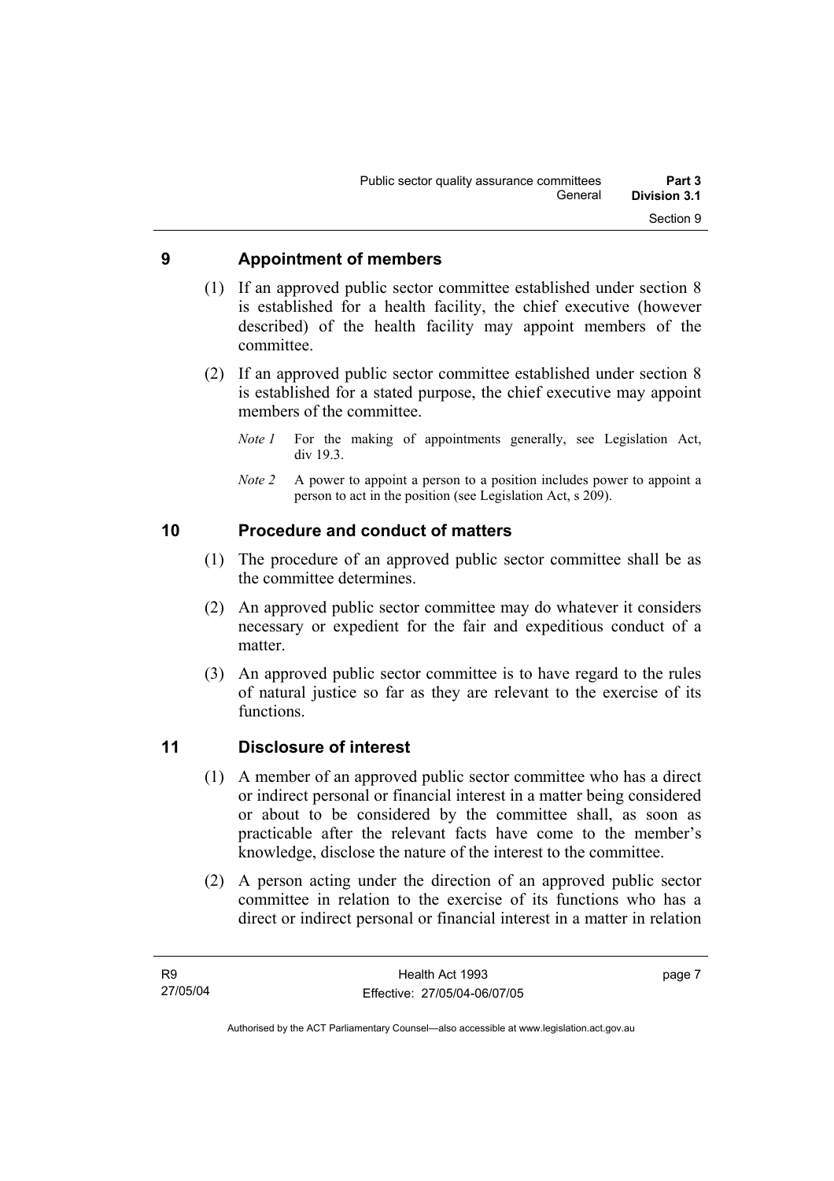## 9 Appointment of members

(1) If an approved public sector committee established under section 8 is established for a health facility, the chief executive (however described) of the health facility may appoint members of the committee.

(2) If an approved public sector committee established under section 8 is established for a stated purpose, the chief executive may appoint members of the committee.

*Note 1* For the making of appointments generally, see Legislation Act, div 19.3.

*Note 2* A power to appoint a person to a position includes power to appoint a person to act in the position (see Legislation Act, s 209).

## 10 Procedure and conduct of matters

(1) The procedure of an approved public sector committee shall be as the committee determines.

(2) An approved public sector committee may do whatever it considers necessary or expedient for the fair and expeditious conduct of a matter.

(3) An approved public sector committee is to have regard to the rules of natural justice so far as they are relevant to the exercise of its functions.

## 11 Disclosure of interest

(1) A member of an approved public sector committee who has a direct or indirect personal or financial interest in a matter being considered or about to be considered by the committee shall, as soon as practicable after the relevant facts have come to the member's knowledge, disclose the nature of the interest to the committee.

(2) A person acting under the direction of an approved public sector committee in relation to the exercise of its functions who has a direct or indirect personal or financial interest in a matter in relation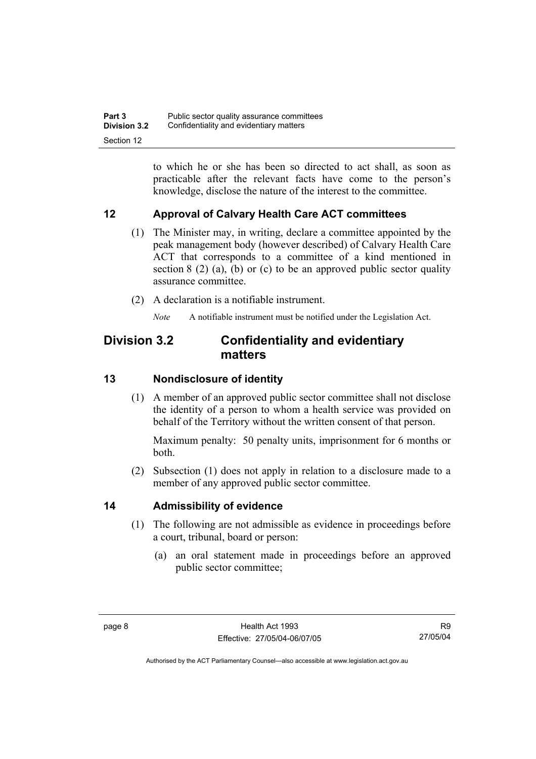to which he or she has been so directed to act shall, as soon as practicable after the relevant facts have come to the person's knowledge, disclose the nature of the interest to the committee.

### 12 Approval of Calvary Health Care ACT committees

(1) The Minister may, in writing, declare a committee appointed by the peak management body (however described) of Calvary Health Care ACT that corresponds to a committee of a kind mentioned in section 8 (2) (a), (b) or (c) to be an approved public sector quality assurance committee.

(2) A declaration is a notifiable instrument.

*Note* A notifiable instrument must be notified under the Legislation Act.

## Division 3.2 Confidentiality and evidentiary matters

### 13 Nondisclosure of identity

(1) A member of an approved public sector committee shall not disclose the identity of a person to whom a health service was provided on behalf of the Territory without the written consent of that person.

Maximum penalty: 50 penalty units, imprisonment for 6 months or both.

(2) Subsection (1) does not apply in relation to a disclosure made to a member of any approved public sector committee.

### 14 Admissibility of evidence

(1) The following are not admissible as evidence in proceedings before a court, tribunal, board or person:

(a) an oral statement made in proceedings before an approved public sector committee;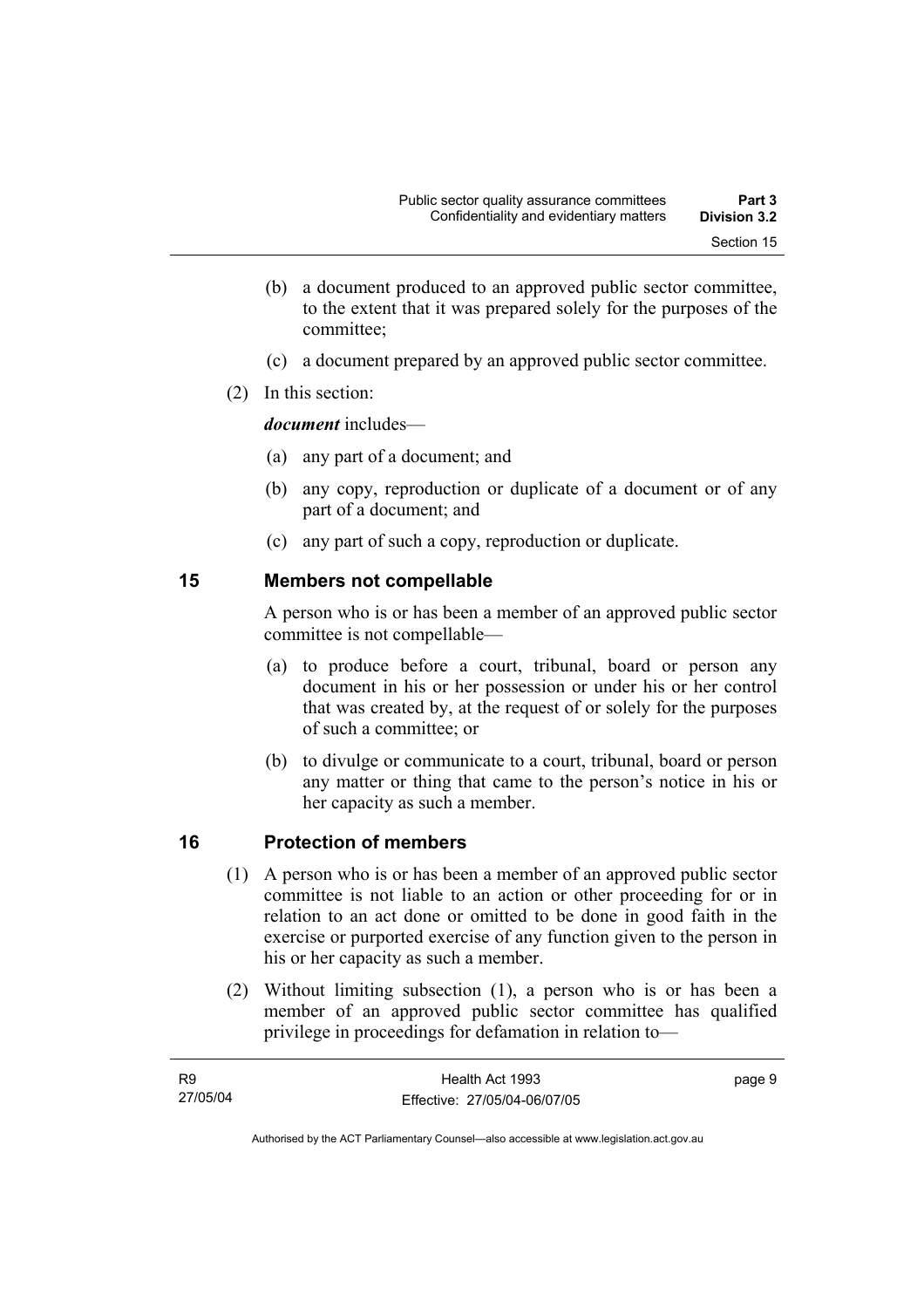(b) a document produced to an approved public sector committee, to the extent that it was prepared solely for the purposes of the committee;

(c) a document prepared by an approved public sector committee.

(2) In this section:

***document*** includes—

(a) any part of a document; and

(b) any copy, reproduction or duplicate of a document or of any part of a document; and

(c) any part of such a copy, reproduction or duplicate.

## 15 Members not compellable

A person who is or has been a member of an approved public sector committee is not compellable—

(a) to produce before a court, tribunal, board or person any document in his or her possession or under his or her control that was created by, at the request of or solely for the purposes of such a committee; or

(b) to divulge or communicate to a court, tribunal, board or person any matter or thing that came to the person's notice in his or her capacity as such a member.

## 16 Protection of members

(1) A person who is or has been a member of an approved public sector committee is not liable to an action or other proceeding for or in relation to an act done or omitted to be done in good faith in the exercise or purported exercise of any function given to the person in his or her capacity as such a member.

(2) Without limiting subsection (1), a person who is or has been a member of an approved public sector committee has qualified privilege in proceedings for defamation in relation to—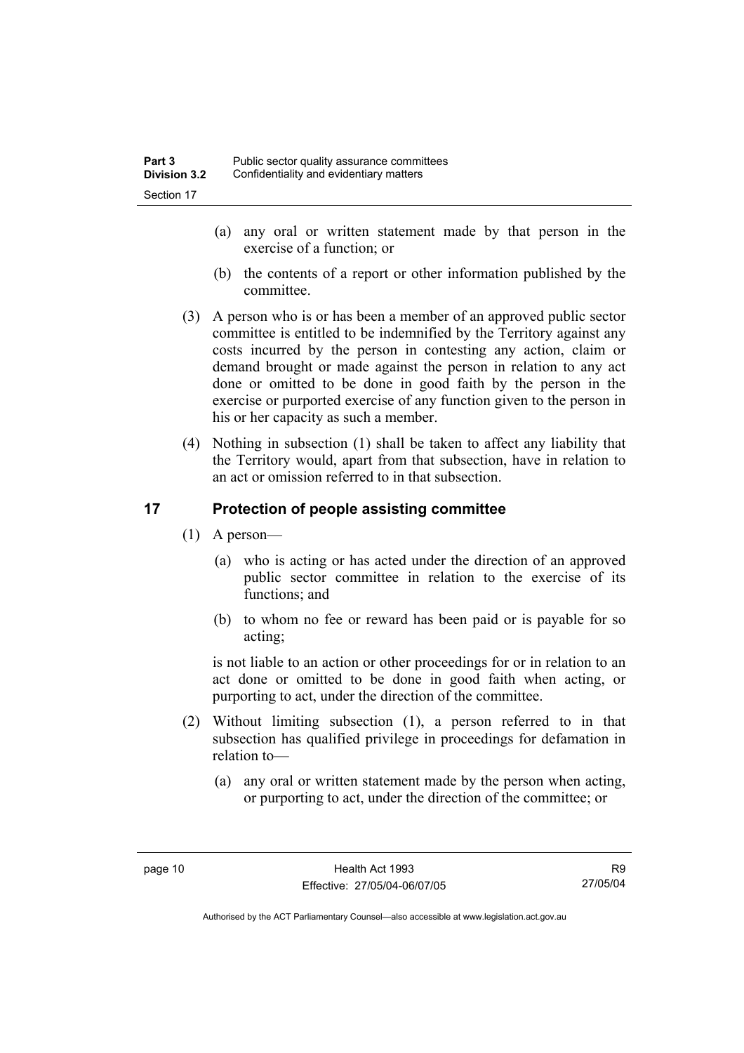(a) any oral or written statement made by that person in the exercise of a function; or

(b) the contents of a report or other information published by the committee.

(3) A person who is or has been a member of an approved public sector committee is entitled to be indemnified by the Territory against any costs incurred by the person in contesting any action, claim or demand brought or made against the person in relation to any act done or omitted to be done in good faith by the person in the exercise or purported exercise of any function given to the person in his or her capacity as such a member.

(4) Nothing in subsection (1) shall be taken to affect any liability that the Territory would, apart from that subsection, have in relation to an act or omission referred to in that subsection.

## 17 Protection of people assisting committee

(1) A person—

(a) who is acting or has acted under the direction of an approved public sector committee in relation to the exercise of its functions; and

(b) to whom no fee or reward has been paid or is payable for so acting;

is not liable to an action or other proceedings for or in relation to an act done or omitted to be done in good faith when acting, or purporting to act, under the direction of the committee.

(2) Without limiting subsection (1), a person referred to in that subsection has qualified privilege in proceedings for defamation in relation to—

(a) any oral or written statement made by the person when acting, or purporting to act, under the direction of the committee; or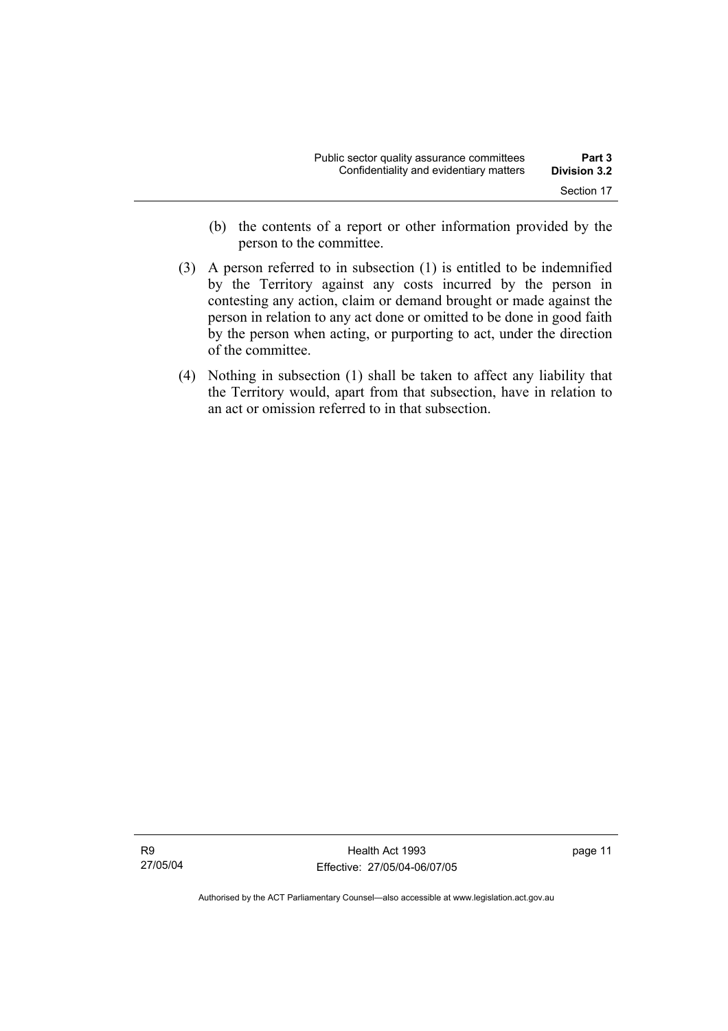(b) the contents of a report or other information provided by the person to the committee.

(3) A person referred to in subsection (1) is entitled to be indemnified by the Territory against any costs incurred by the person in contesting any action, claim or demand brought or made against the person in relation to any act done or omitted to be done in good faith by the person when acting, or purporting to act, under the direction of the committee.

(4) Nothing in subsection (1) shall be taken to affect any liability that the Territory would, apart from that subsection, have in relation to an act or omission referred to in that subsection.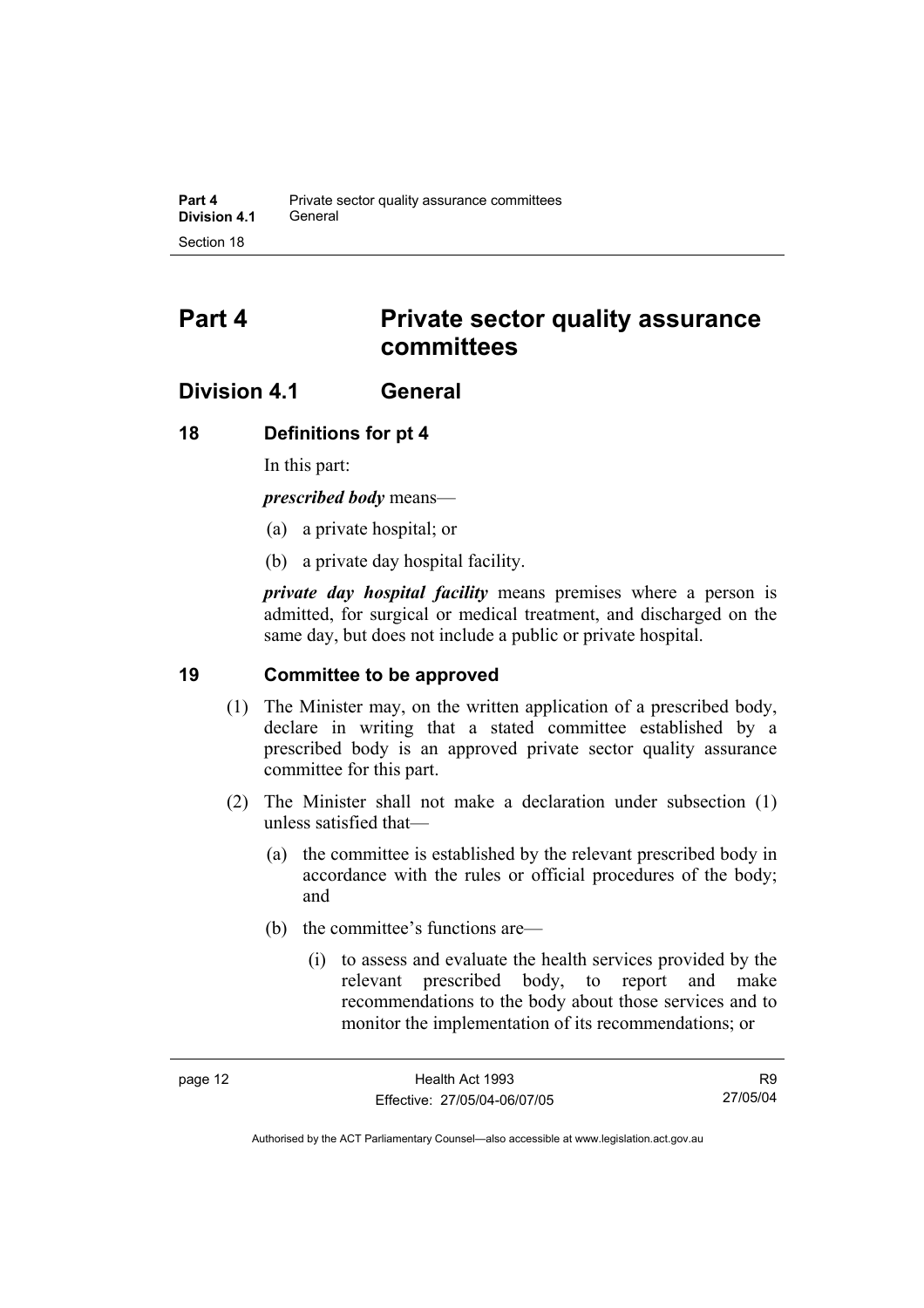# Part 4 Private sector quality assurance committees

## Division 4.1 General

### 18 Definitions for pt 4

In this part:

***prescribed body*** means—

(a) a private hospital; or

(b) a private day hospital facility.

***private day hospital facility*** means premises where a person is admitted, for surgical or medical treatment, and discharged on the same day, but does not include a public or private hospital.

### 19 Committee to be approved

(1) The Minister may, on the written application of a prescribed body, declare in writing that a stated committee established by a prescribed body is an approved private sector quality assurance committee for this part.

(2) The Minister shall not make a declaration under subsection (1) unless satisfied that—

(a) the committee is established by the relevant prescribed body in accordance with the rules or official procedures of the body; and

(b) the committee's functions are—

(i) to assess and evaluate the health services provided by the relevant prescribed body, to report and make recommendations to the body about those services and to monitor the implementation of its recommendations; or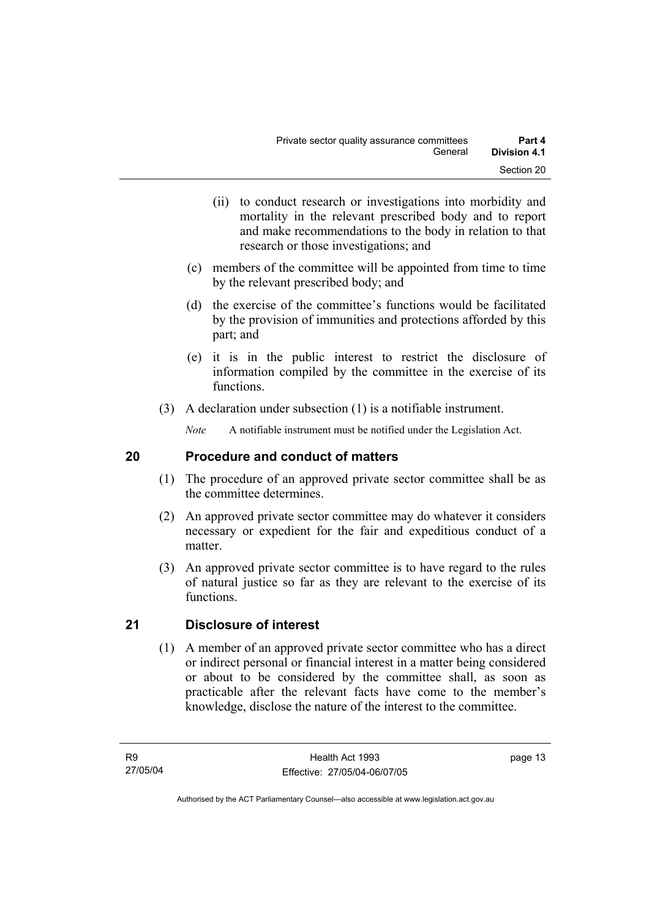(ii) to conduct research or investigations into morbidity and mortality in the relevant prescribed body and to report and make recommendations to the body in relation to that research or those investigations; and

(c) members of the committee will be appointed from time to time by the relevant prescribed body; and

(d) the exercise of the committee's functions would be facilitated by the provision of immunities and protections afforded by this part; and

(e) it is in the public interest to restrict the disclosure of information compiled by the committee in the exercise of its functions.

(3) A declaration under subsection (1) is a notifiable instrument.

*Note* A notifiable instrument must be notified under the Legislation Act.

## 20 Procedure and conduct of matters

(1) The procedure of an approved private sector committee shall be as the committee determines.

(2) An approved private sector committee may do whatever it considers necessary or expedient for the fair and expeditious conduct of a matter.

(3) An approved private sector committee is to have regard to the rules of natural justice so far as they are relevant to the exercise of its functions.

## 21 Disclosure of interest

(1) A member of an approved private sector committee who has a direct or indirect personal or financial interest in a matter being considered or about to be considered by the committee shall, as soon as practicable after the relevant facts have come to the member's knowledge, disclose the nature of the interest to the committee.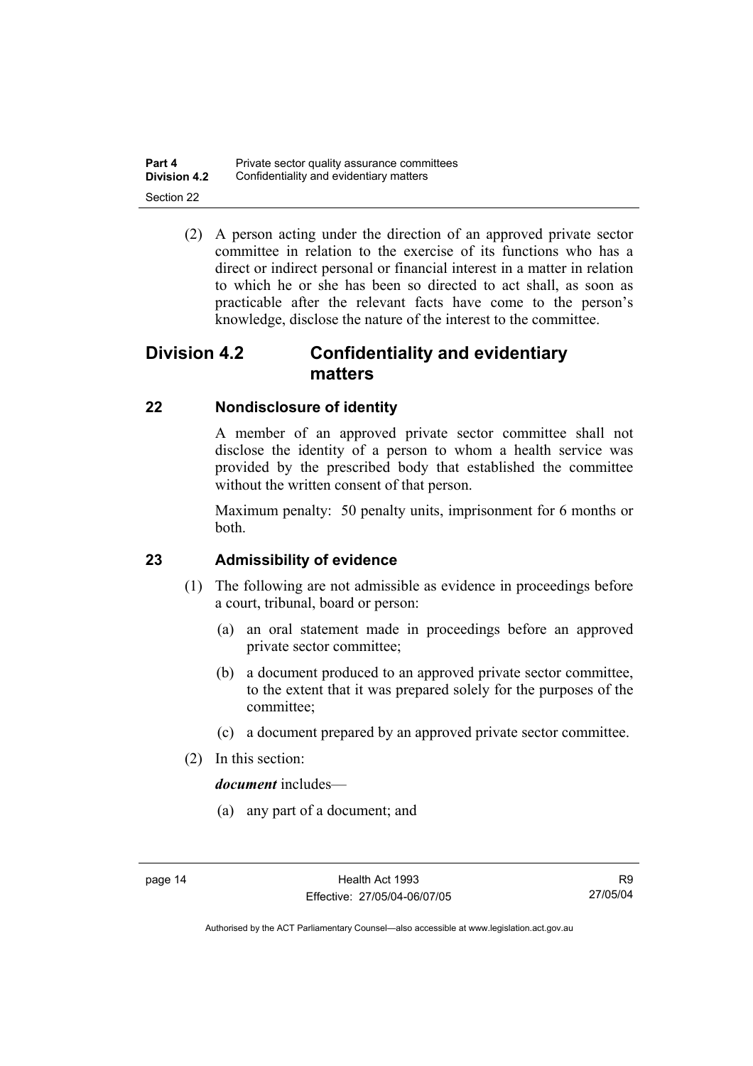(2) A person acting under the direction of an approved private sector committee in relation to the exercise of its functions who has a direct or indirect personal or financial interest in a matter in relation to which he or she has been so directed to act shall, as soon as practicable after the relevant facts have come to the person's knowledge, disclose the nature of the interest to the committee.

## Division 4.2 Confidentiality and evidentiary matters

### 22 Nondisclosure of identity

A member of an approved private sector committee shall not disclose the identity of a person to whom a health service was provided by the prescribed body that established the committee without the written consent of that person.

Maximum penalty: 50 penalty units, imprisonment for 6 months or both.

### 23 Admissibility of evidence

(1) The following are not admissible as evidence in proceedings before a court, tribunal, board or person:

(a) an oral statement made in proceedings before an approved private sector committee;

(b) a document produced to an approved private sector committee, to the extent that it was prepared solely for the purposes of the committee;

(c) a document prepared by an approved private sector committee.

(2) In this section:

***document*** includes—

(a) any part of a document; and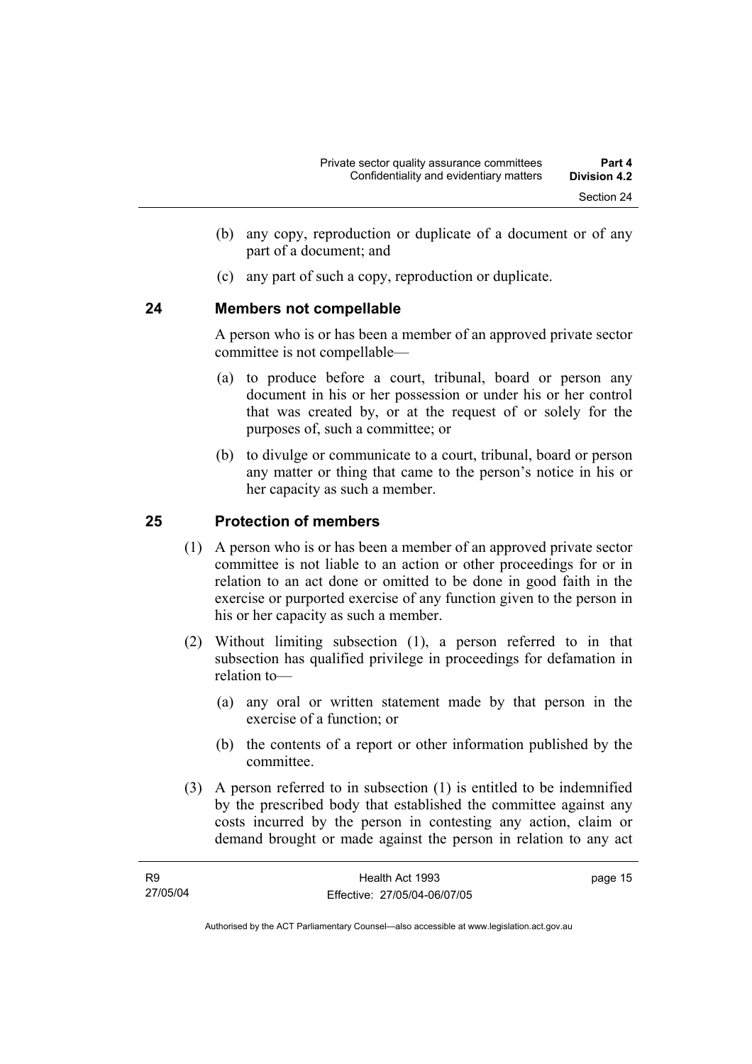(b) any copy, reproduction or duplicate of a document or of any part of a document; and

(c) any part of such a copy, reproduction or duplicate.

## 24 Members not compellable

A person who is or has been a member of an approved private sector committee is not compellable—

(a) to produce before a court, tribunal, board or person any document in his or her possession or under his or her control that was created by, or at the request of or solely for the purposes of, such a committee; or

(b) to divulge or communicate to a court, tribunal, board or person any matter or thing that came to the person's notice in his or her capacity as such a member.

## 25 Protection of members

(1) A person who is or has been a member of an approved private sector committee is not liable to an action or other proceedings for or in relation to an act done or omitted to be done in good faith in the exercise or purported exercise of any function given to the person in his or her capacity as such a member.

(2) Without limiting subsection (1), a person referred to in that subsection has qualified privilege in proceedings for defamation in relation to—

(a) any oral or written statement made by that person in the exercise of a function; or

(b) the contents of a report or other information published by the committee.

(3) A person referred to in subsection (1) is entitled to be indemnified by the prescribed body that established the committee against any costs incurred by the person in contesting any action, claim or demand brought or made against the person in relation to any act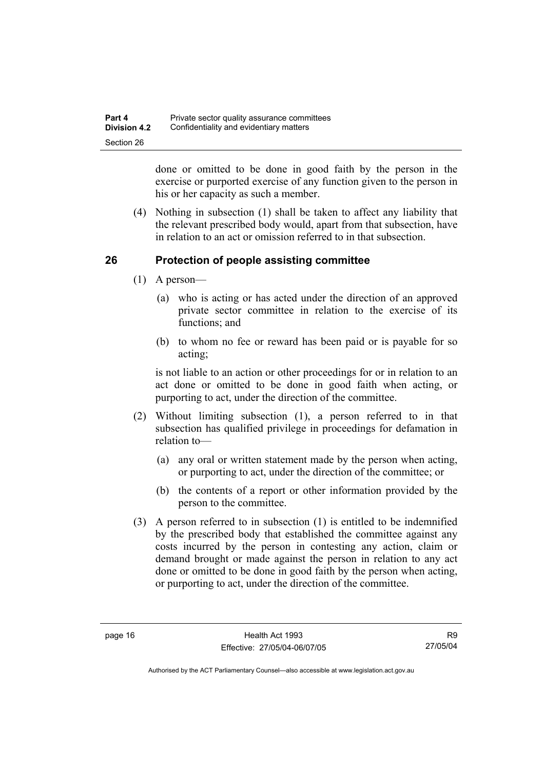done or omitted to be done in good faith by the person in the exercise or purported exercise of any function given to the person in his or her capacity as such a member.

(4) Nothing in subsection (1) shall be taken to affect any liability that the relevant prescribed body would, apart from that subsection, have in relation to an act or omission referred to in that subsection.

## 26 Protection of people assisting committee

(1) A person—

(a) who is acting or has acted under the direction of an approved private sector committee in relation to the exercise of its functions; and

(b) to whom no fee or reward has been paid or is payable for so acting;

is not liable to an action or other proceedings for or in relation to an act done or omitted to be done in good faith when acting, or purporting to act, under the direction of the committee.

(2) Without limiting subsection (1), a person referred to in that subsection has qualified privilege in proceedings for defamation in relation to—

(a) any oral or written statement made by the person when acting, or purporting to act, under the direction of the committee; or

(b) the contents of a report or other information provided by the person to the committee.

(3) A person referred to in subsection (1) is entitled to be indemnified by the prescribed body that established the committee against any costs incurred by the person in contesting any action, claim or demand brought or made against the person in relation to any act done or omitted to be done in good faith by the person when acting, or purporting to act, under the direction of the committee.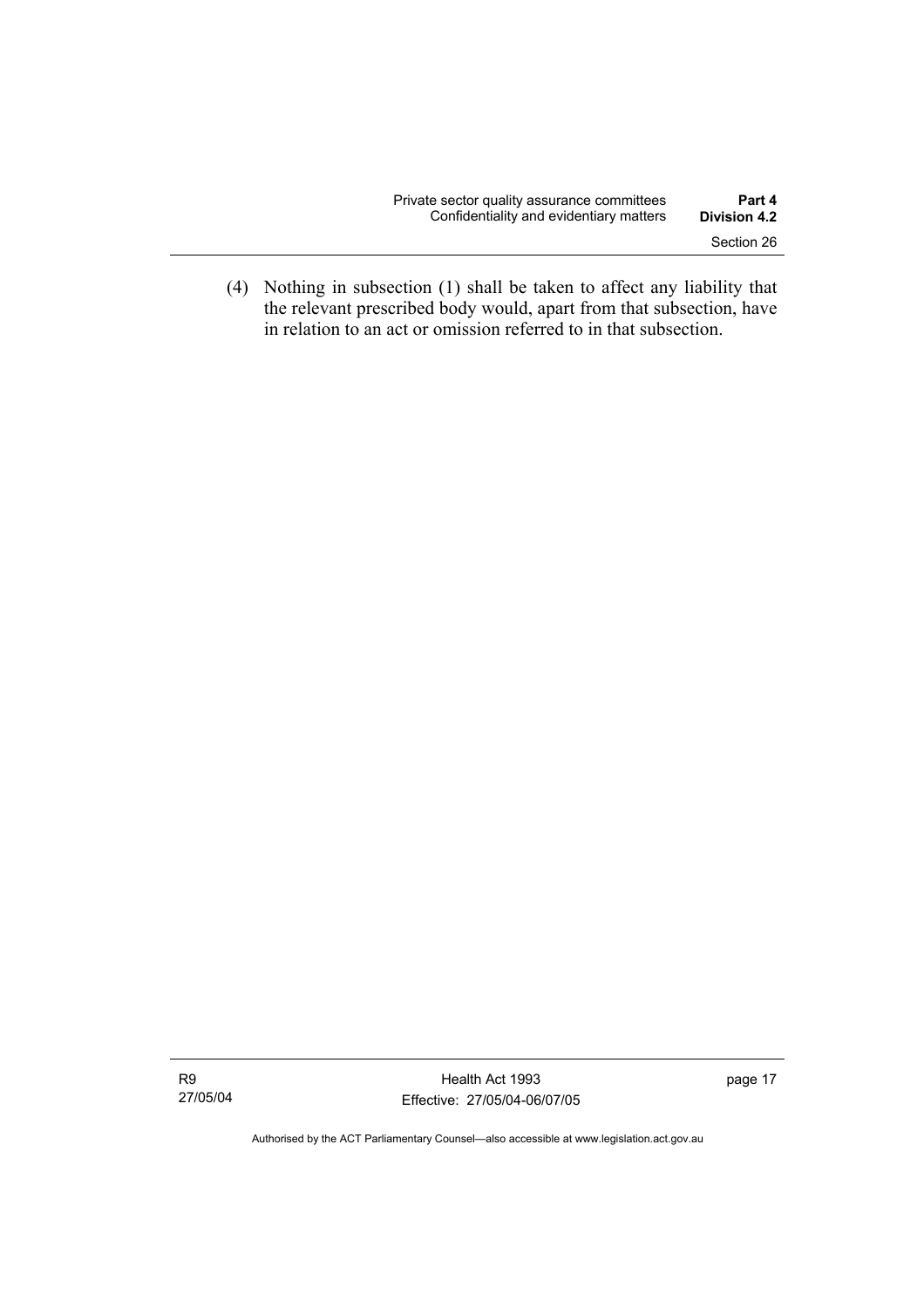(4) Nothing in subsection (1) shall be taken to affect any liability that the relevant prescribed body would, apart from that subsection, have in relation to an act or omission referred to in that subsection.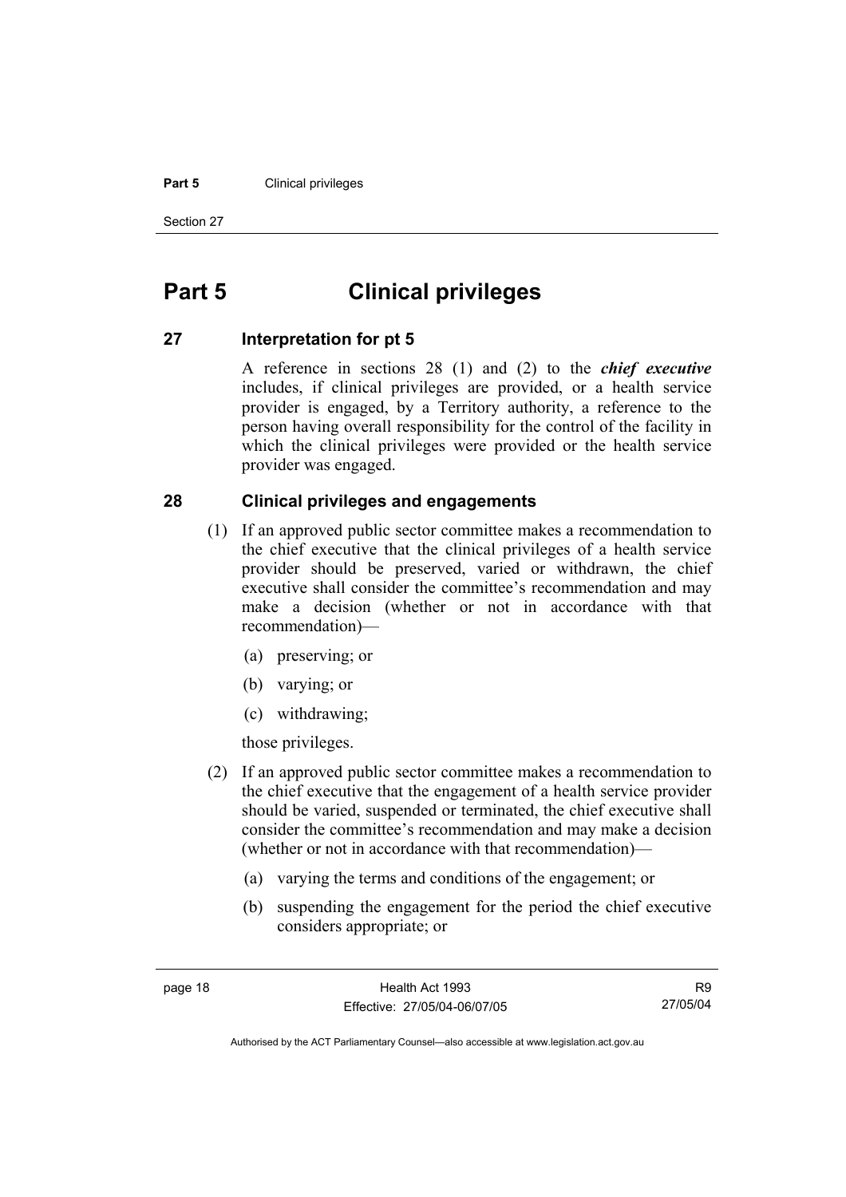# Part 5 Clinical privileges

## 27 Interpretation for pt 5

A reference in sections 28 (1) and (2) to the ***chief executive*** includes, if clinical privileges are provided, or a health service provider is engaged, by a Territory authority, a reference to the person having overall responsibility for the control of the facility in which the clinical privileges were provided or the health service provider was engaged.

## 28 Clinical privileges and engagements

(1) If an approved public sector committee makes a recommendation to the chief executive that the clinical privileges of a health service provider should be preserved, varied or withdrawn, the chief executive shall consider the committee's recommendation and may make a decision (whether or not in accordance with that recommendation)—

(a) preserving; or

(b) varying; or

(c) withdrawing;

those privileges.

(2) If an approved public sector committee makes a recommendation to the chief executive that the engagement of a health service provider should be varied, suspended or terminated, the chief executive shall consider the committee's recommendation and may make a decision (whether or not in accordance with that recommendation)—

(a) varying the terms and conditions of the engagement; or

(b) suspending the engagement for the period the chief executive considers appropriate; or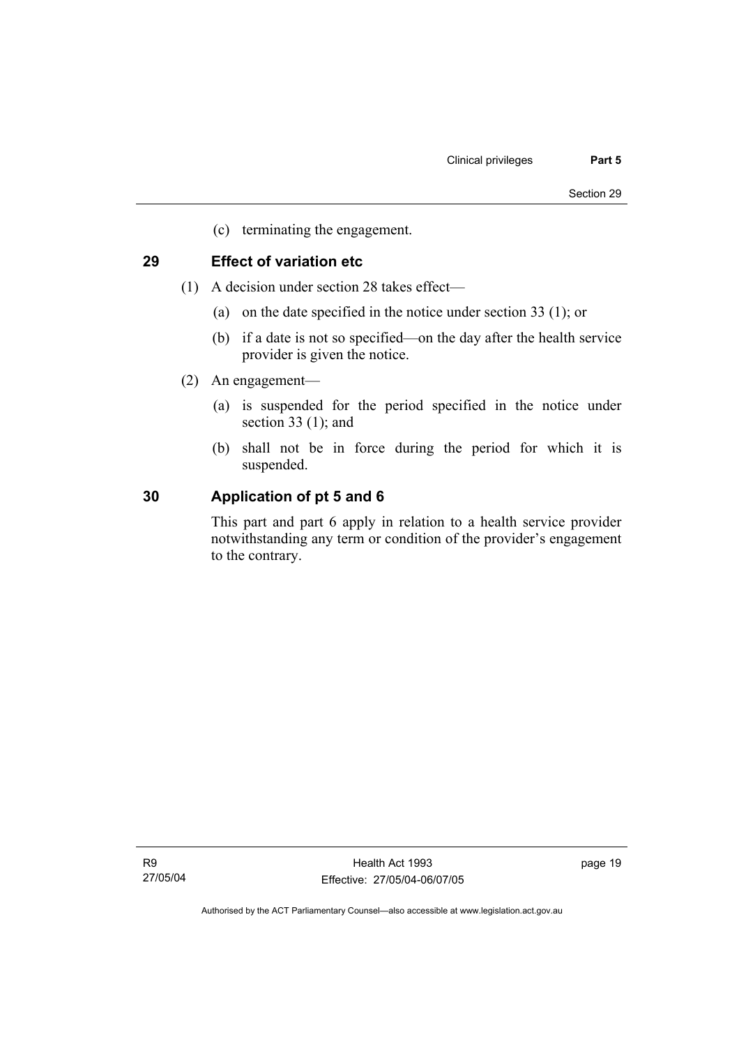(c) terminating the engagement.

## 29 Effect of variation etc

(1) A decision under section 28 takes effect—

(a) on the date specified in the notice under section 33 (1); or

(b) if a date is not so specified—on the day after the health service provider is given the notice.

(2) An engagement—

(a) is suspended for the period specified in the notice under section 33 (1); and

(b) shall not be in force during the period for which it is suspended.

## 30 Application of pt 5 and 6

This part and part 6 apply in relation to a health service provider notwithstanding any term or condition of the provider's engagement to the contrary.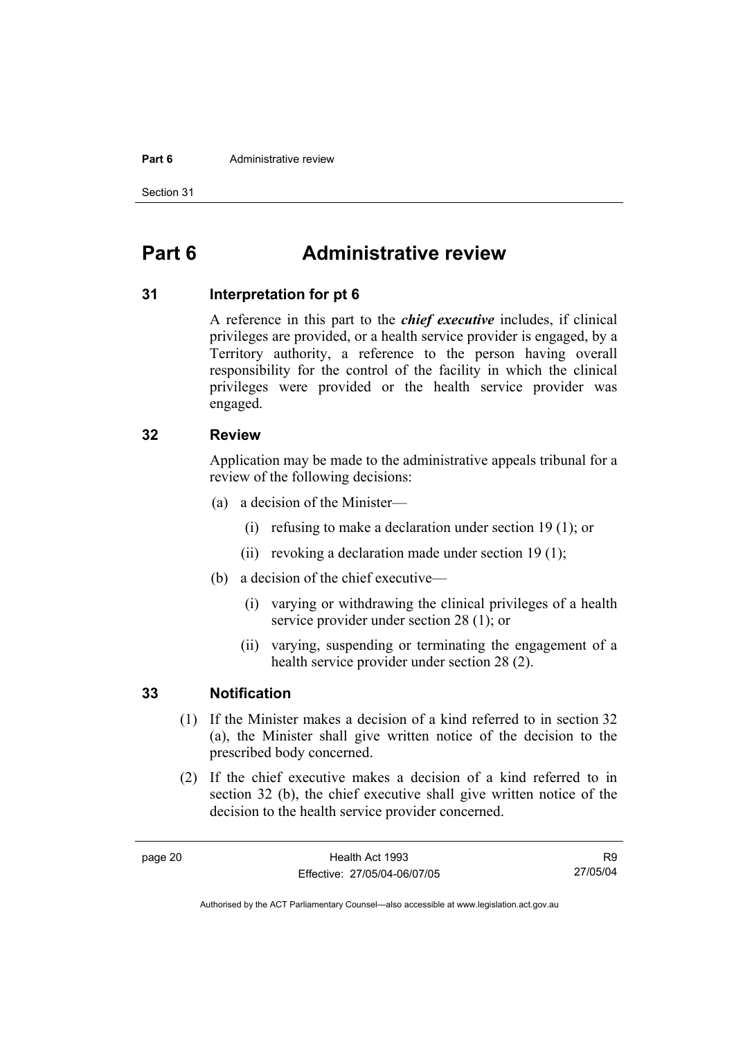# Part 6 Administrative review

## 31 Interpretation for pt 6

A reference in this part to the ***chief executive*** includes, if clinical privileges are provided, or a health service provider is engaged, by a Territory authority, a reference to the person having overall responsibility for the control of the facility in which the clinical privileges were provided or the health service provider was engaged.

## 32 Review

Application may be made to the administrative appeals tribunal for a review of the following decisions:

(a) a decision of the Minister—

(i) refusing to make a declaration under section 19 (1); or

(ii) revoking a declaration made under section 19 (1);

(b) a decision of the chief executive—

(i) varying or withdrawing the clinical privileges of a health service provider under section 28 (1); or

(ii) varying, suspending or terminating the engagement of a health service provider under section 28 (2).

## 33 Notification

(1) If the Minister makes a decision of a kind referred to in section 32 (a), the Minister shall give written notice of the decision to the prescribed body concerned.

(2) If the chief executive makes a decision of a kind referred to in section 32 (b), the chief executive shall give written notice of the decision to the health service provider concerned.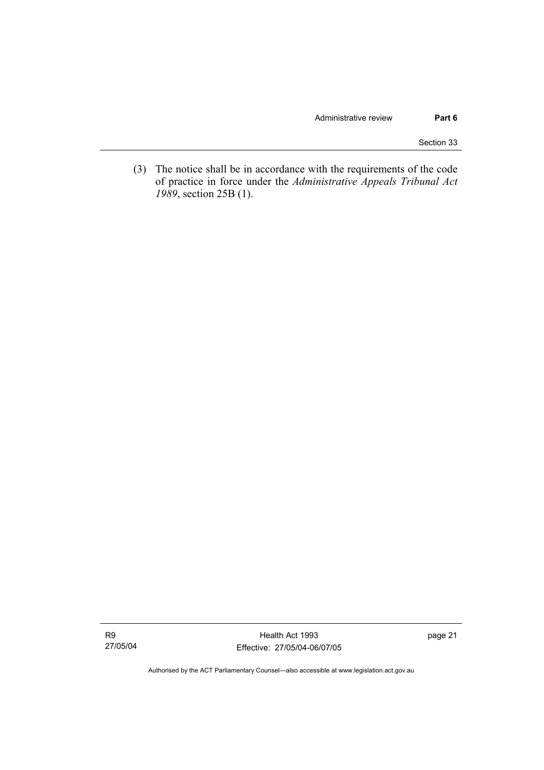(3) The notice shall be in accordance with the requirements of the code of practice in force under the *Administrative Appeals Tribunal Act 1989*, section 25B (1).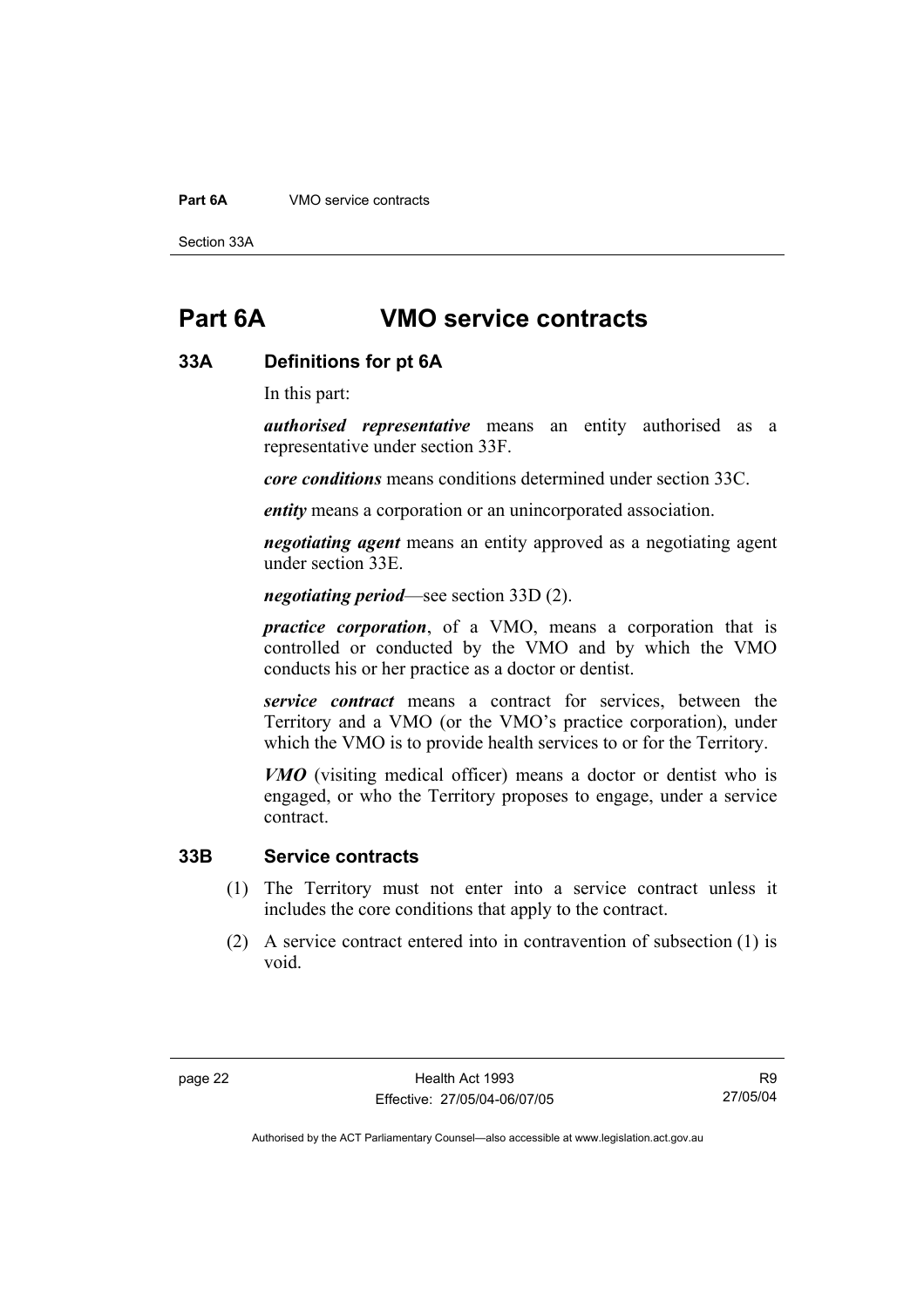# Part 6A VMO service contracts

## 33A Definitions for pt 6A

In this part:

***authorised representative*** means an entity authorised as a representative under section 33F.

***core conditions*** means conditions determined under section 33C.

***entity*** means a corporation or an unincorporated association.

***negotiating agent*** means an entity approved as a negotiating agent under section 33E.

***negotiating period***—see section 33D (2).

***practice corporation***, of a VMO, means a corporation that is controlled or conducted by the VMO and by which the VMO conducts his or her practice as a doctor or dentist.

***service contract*** means a contract for services, between the Territory and a VMO (or the VMO's practice corporation), under which the VMO is to provide health services to or for the Territory.

***VMO*** (visiting medical officer) means a doctor or dentist who is engaged, or who the Territory proposes to engage, under a service contract.

## 33B Service contracts

(1) The Territory must not enter into a service contract unless it includes the core conditions that apply to the contract.

(2) A service contract entered into in contravention of subsection (1) is void.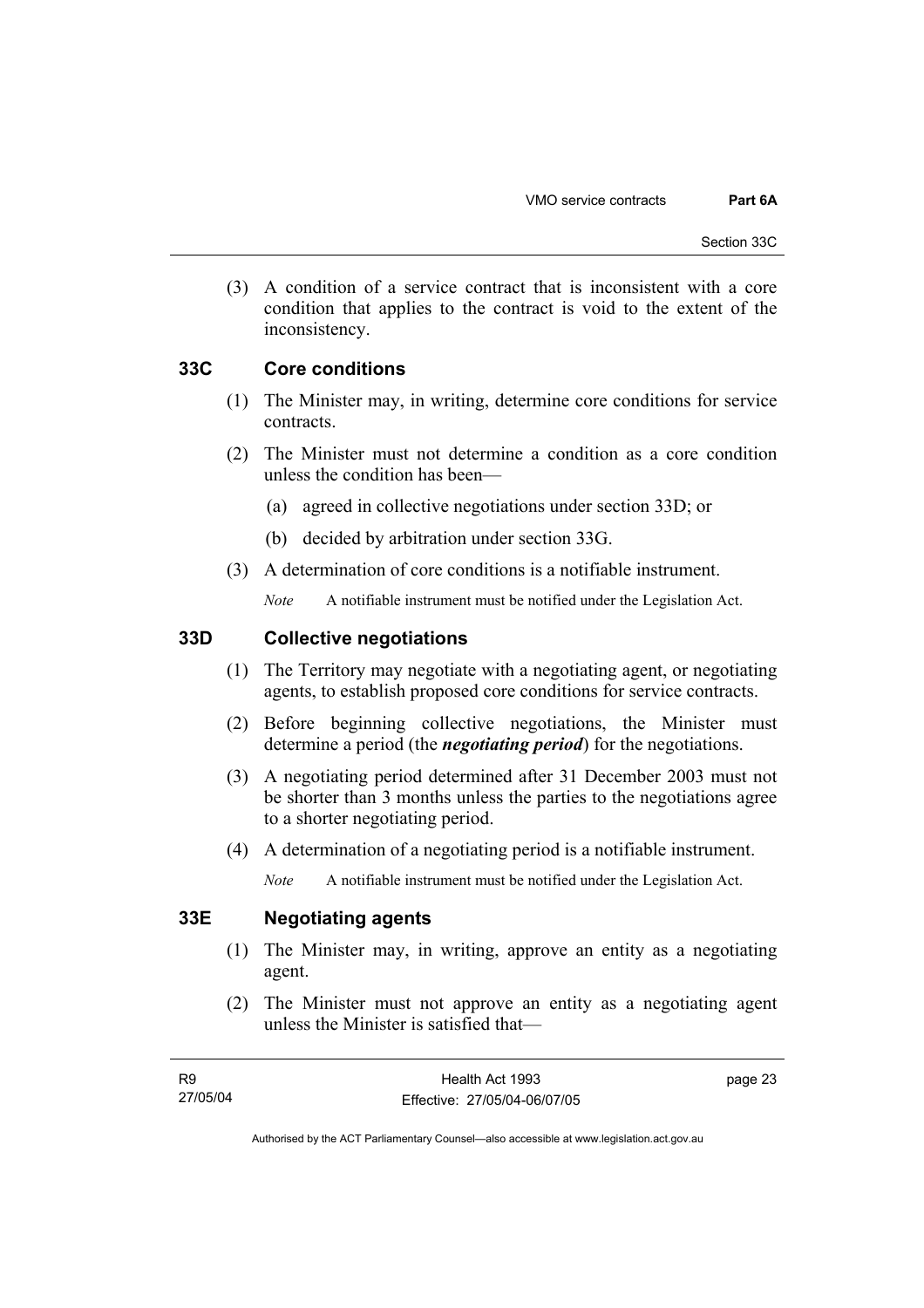(3) A condition of a service contract that is inconsistent with a core condition that applies to the contract is void to the extent of the inconsistency.

## 33C Core conditions

(1) The Minister may, in writing, determine core conditions for service contracts.

(2) The Minister must not determine a condition as a core condition unless the condition has been—

(a) agreed in collective negotiations under section 33D; or

(b) decided by arbitration under section 33G.

(3) A determination of core conditions is a notifiable instrument.

*Note* A notifiable instrument must be notified under the Legislation Act.

## 33D Collective negotiations

(1) The Territory may negotiate with a negotiating agent, or negotiating agents, to establish proposed core conditions for service contracts.

(2) Before beginning collective negotiations, the Minister must determine a period (the ***negotiating period***) for the negotiations.

(3) A negotiating period determined after 31 December 2003 must not be shorter than 3 months unless the parties to the negotiations agree to a shorter negotiating period.

(4) A determination of a negotiating period is a notifiable instrument.

*Note* A notifiable instrument must be notified under the Legislation Act.

## 33E Negotiating agents

(1) The Minister may, in writing, approve an entity as a negotiating agent.

(2) The Minister must not approve an entity as a negotiating agent unless the Minister is satisfied that—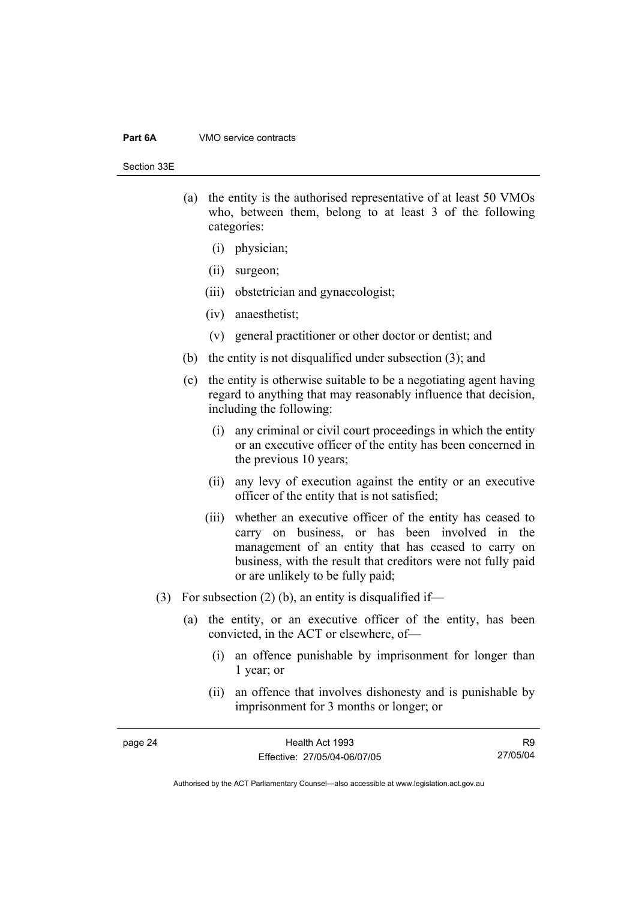(a) the entity is the authorised representative of at least 50 VMOs who, between them, belong to at least 3 of the following categories:

   (i) physician;

   (ii) surgeon;

   (iii) obstetrician and gynaecologist;

   (iv) anaesthetist;

   (v) general practitioner or other doctor or dentist; and

(b) the entity is not disqualified under subsection (3); and

(c) the entity is otherwise suitable to be a negotiating agent having regard to anything that may reasonably influence that decision, including the following:

   (i) any criminal or civil court proceedings in which the entity or an executive officer of the entity has been concerned in the previous 10 years;

   (ii) any levy of execution against the entity or an executive officer of the entity that is not satisfied;

   (iii) whether an executive officer of the entity has ceased to carry on business, or has been involved in the management of an entity that has ceased to carry on business, with the result that creditors were not fully paid or are unlikely to be fully paid;

(3) For subsection (2) (b), an entity is disqualified if—

   (a) the entity, or an executive officer of the entity, has been convicted, in the ACT or elsewhere, of—

      (i) an offence punishable by imprisonment for longer than 1 year; or

      (ii) an offence that involves dishonesty and is punishable by imprisonment for 3 months or longer; or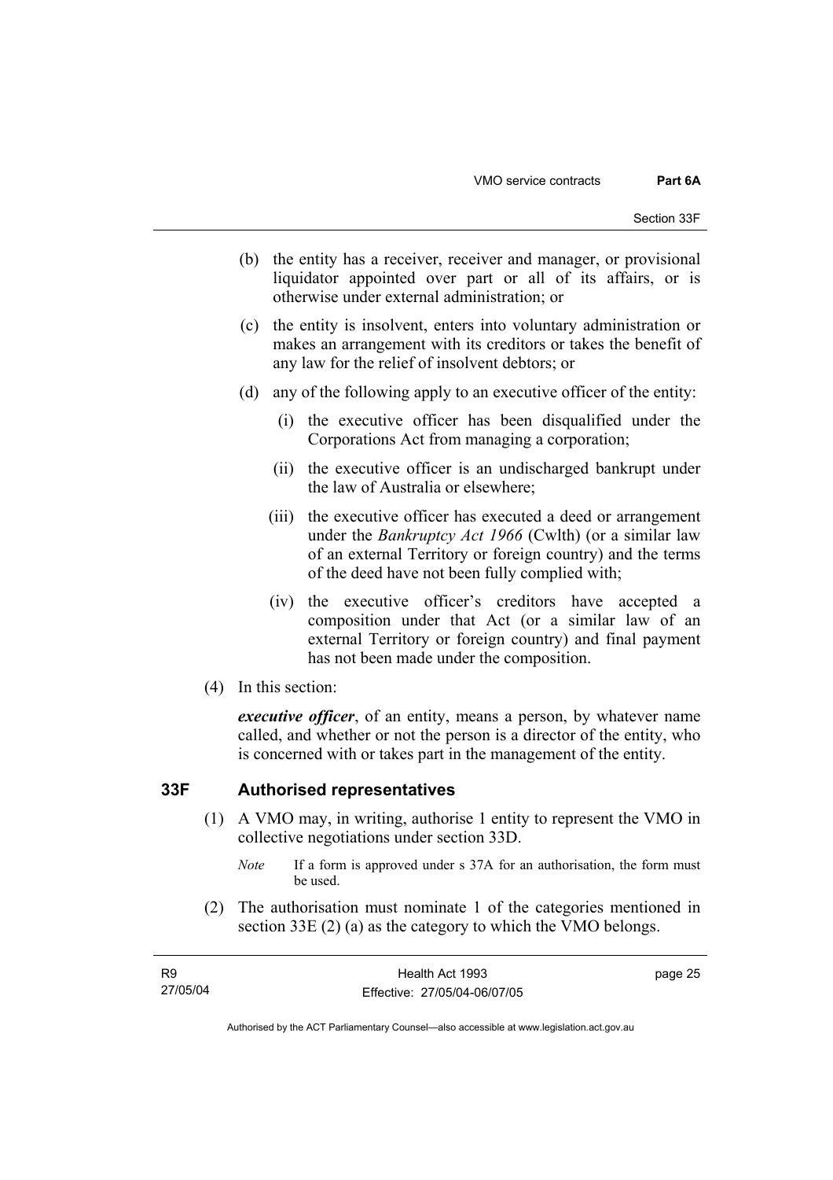(b) the entity has a receiver, receiver and manager, or provisional liquidator appointed over part or all of its affairs, or is otherwise under external administration; or

(c) the entity is insolvent, enters into voluntary administration or makes an arrangement with its creditors or takes the benefit of any law for the relief of insolvent debtors; or

(d) any of the following apply to an executive officer of the entity:

(i) the executive officer has been disqualified under the Corporations Act from managing a corporation;

(ii) the executive officer is an undischarged bankrupt under the law of Australia or elsewhere;

(iii) the executive officer has executed a deed or arrangement under the *Bankruptcy Act 1966* (Cwlth) (or a similar law of an external Territory or foreign country) and the terms of the deed have not been fully complied with;

(iv) the executive officer's creditors have accepted a composition under that Act (or a similar law of an external Territory or foreign country) and final payment has not been made under the composition.

(4) In this section:

***executive officer***, of an entity, means a person, by whatever name called, and whether or not the person is a director of the entity, who is concerned with or takes part in the management of the entity.

## 33F Authorised representatives

(1) A VMO may, in writing, authorise 1 entity to represent the VMO in collective negotiations under section 33D.

*Note* If a form is approved under s 37A for an authorisation, the form must be used.

(2) The authorisation must nominate 1 of the categories mentioned in section 33E (2) (a) as the category to which the VMO belongs.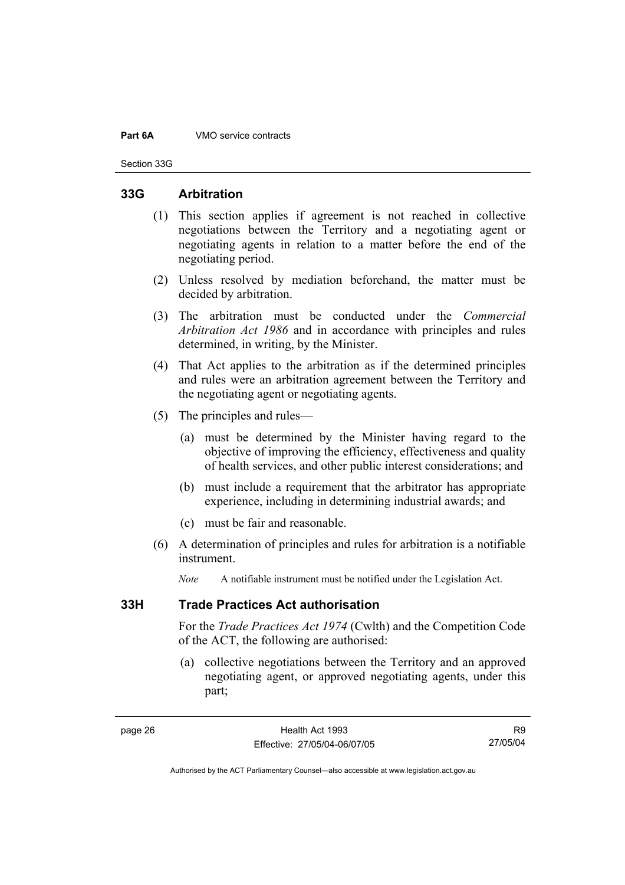## 33G Arbitration

(1) This section applies if agreement is not reached in collective negotiations between the Territory and a negotiating agent or negotiating agents in relation to a matter before the end of the negotiating period.

(2) Unless resolved by mediation beforehand, the matter must be decided by arbitration.

(3) The arbitration must be conducted under the *Commercial Arbitration Act 1986* and in accordance with principles and rules determined, in writing, by the Minister.

(4) That Act applies to the arbitration as if the determined principles and rules were an arbitration agreement between the Territory and the negotiating agent or negotiating agents.

(5) The principles and rules—

(a) must be determined by the Minister having regard to the objective of improving the efficiency, effectiveness and quality of health services, and other public interest considerations; and

(b) must include a requirement that the arbitrator has appropriate experience, including in determining industrial awards; and

(c) must be fair and reasonable.

(6) A determination of principles and rules for arbitration is a notifiable instrument.

*Note* A notifiable instrument must be notified under the Legislation Act.

## 33H Trade Practices Act authorisation

For the *Trade Practices Act 1974* (Cwlth) and the Competition Code of the ACT, the following are authorised:

(a) collective negotiations between the Territory and an approved negotiating agent, or approved negotiating agents, under this part;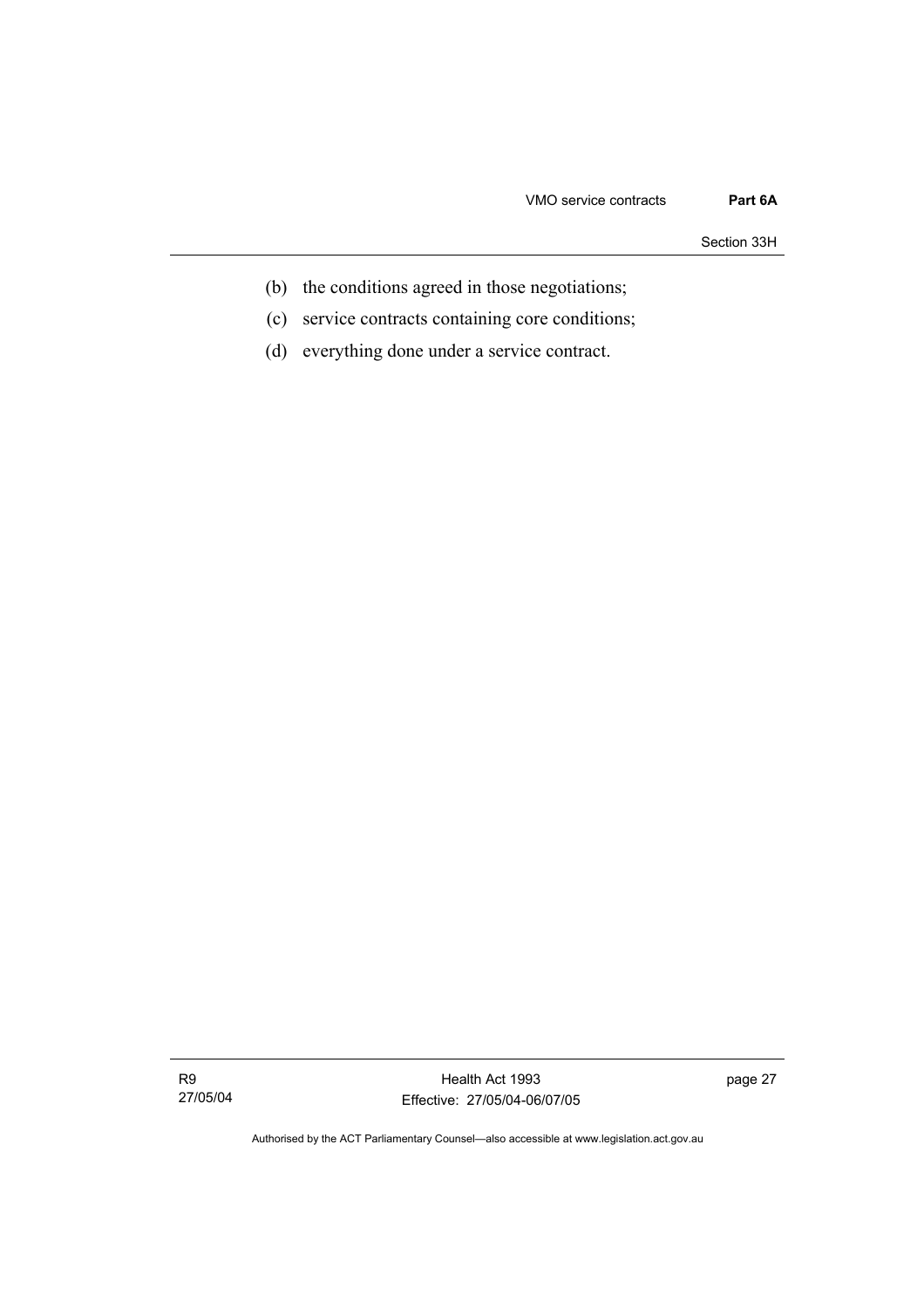(b) the conditions agreed in those negotiations;

(c) service contracts containing core conditions;

(d) everything done under a service contract.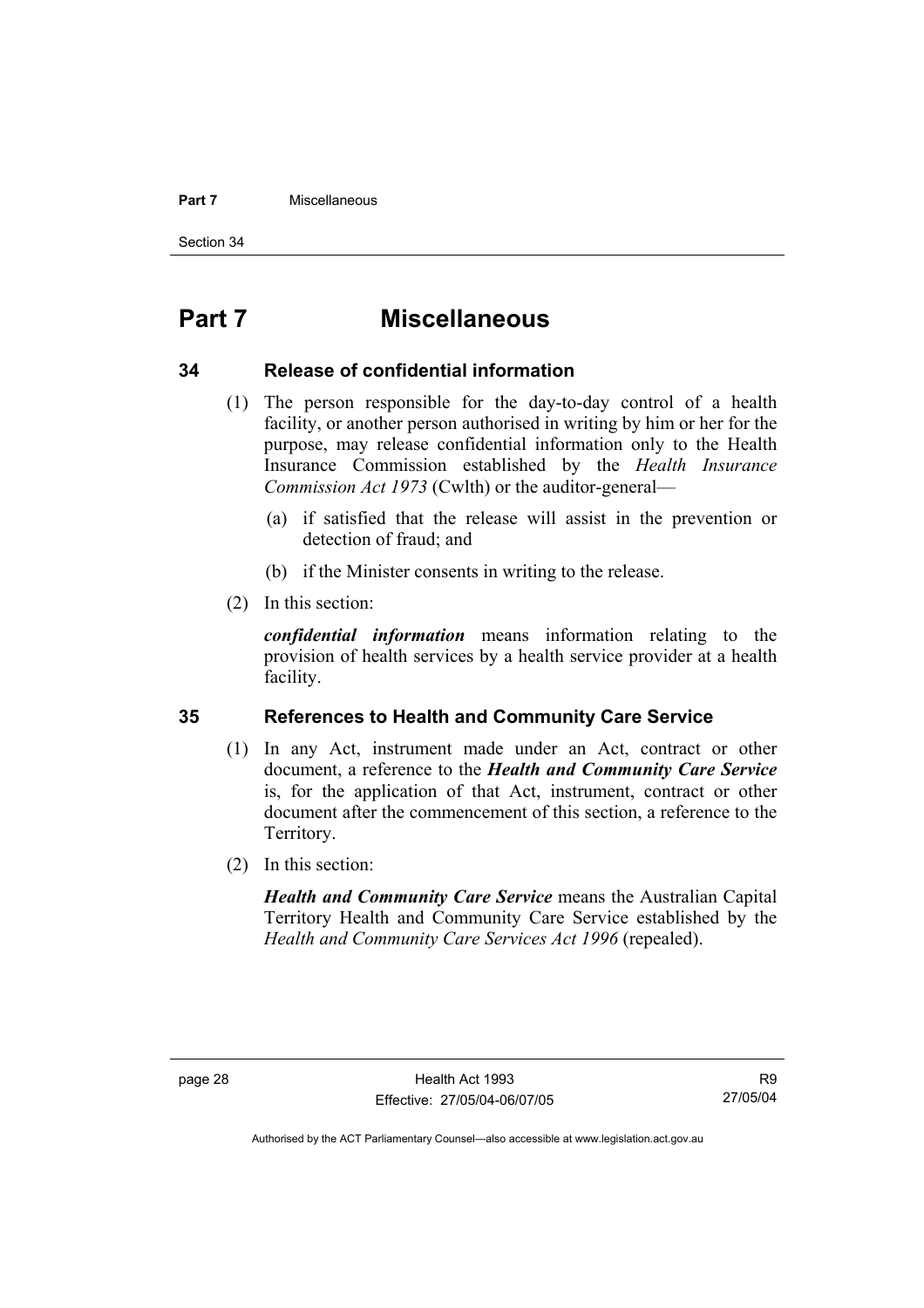# Part 7 Miscellaneous

## 34 Release of confidential information

(1) The person responsible for the day-to-day control of a health facility, or another person authorised in writing by him or her for the purpose, may release confidential information only to the Health Insurance Commission established by the *Health Insurance Commission Act 1973* (Cwlth) or the auditor-general—

(a) if satisfied that the release will assist in the prevention or detection of fraud; and

(b) if the Minister consents in writing to the release.

(2) In this section:

***confidential information*** means information relating to the provision of health services by a health service provider at a health facility.

## 35 References to Health and Community Care Service

(1) In any Act, instrument made under an Act, contract or other document, a reference to the ***Health and Community Care Service*** is, for the application of that Act, instrument, contract or other document after the commencement of this section, a reference to the Territory.

(2) In this section:

***Health and Community Care Service*** means the Australian Capital Territory Health and Community Care Service established by the *Health and Community Care Services Act 1996* (repealed).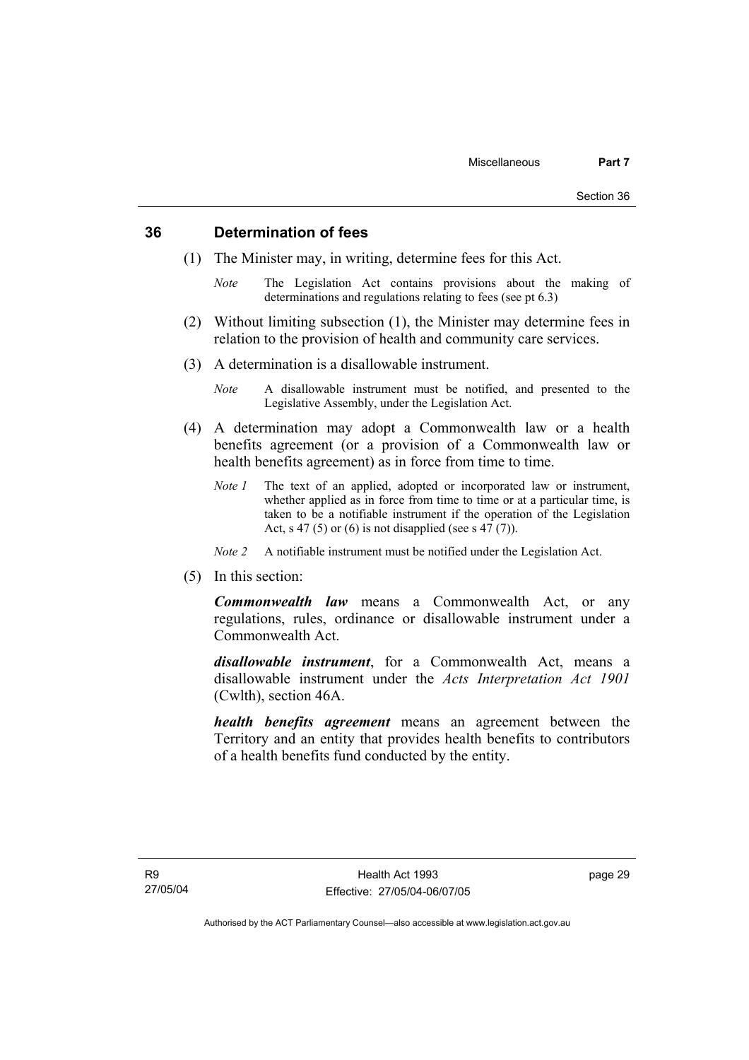## 36 Determination of fees

(1) The Minister may, in writing, determine fees for this Act.

*Note* The Legislation Act contains provisions about the making of determinations and regulations relating to fees (see pt 6.3)

(2) Without limiting subsection (1), the Minister may determine fees in relation to the provision of health and community care services.

(3) A determination is a disallowable instrument.

*Note* A disallowable instrument must be notified, and presented to the Legislative Assembly, under the Legislation Act.

(4) A determination may adopt a Commonwealth law or a health benefits agreement (or a provision of a Commonwealth law or health benefits agreement) as in force from time to time.

*Note 1* The text of an applied, adopted or incorporated law or instrument, whether applied as in force from time to time or at a particular time, is taken to be a notifiable instrument if the operation of the Legislation Act, s 47 (5) or (6) is not disapplied (see s 47 (7)).

*Note 2* A notifiable instrument must be notified under the Legislation Act.

(5) In this section:

***Commonwealth law*** means a Commonwealth Act, or any regulations, rules, ordinance or disallowable instrument under a Commonwealth Act.

***disallowable instrument***, for a Commonwealth Act, means a disallowable instrument under the *Acts Interpretation Act 1901* (Cwlth), section 46A.

***health benefits agreement*** means an agreement between the Territory and an entity that provides health benefits to contributors of a health benefits fund conducted by the entity.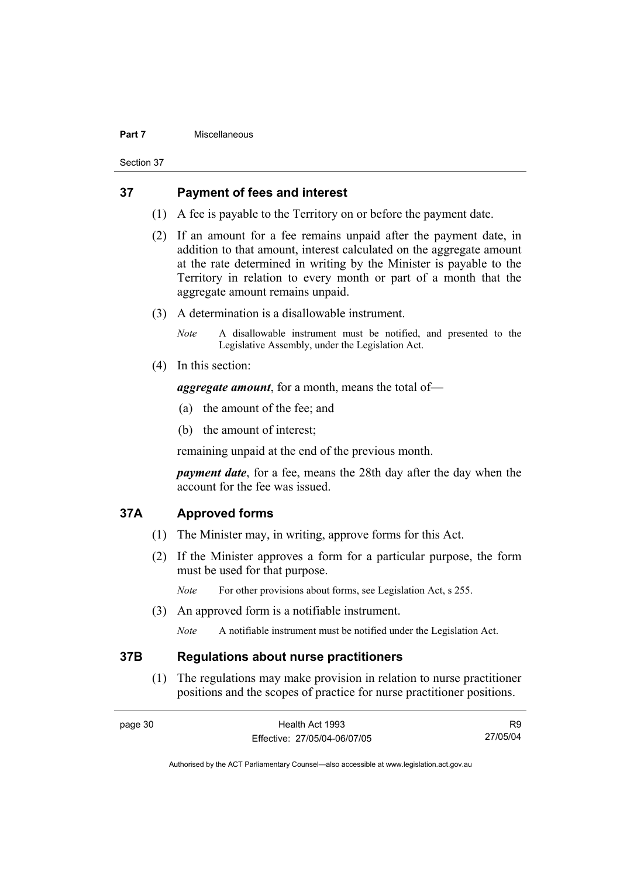## 37 Payment of fees and interest

(1) A fee is payable to the Territory on or before the payment date.

(2) If an amount for a fee remains unpaid after the payment date, in addition to that amount, interest calculated on the aggregate amount at the rate determined in writing by the Minister is payable to the Territory in relation to every month or part of a month that the aggregate amount remains unpaid.

(3) A determination is a disallowable instrument.

*Note* A disallowable instrument must be notified, and presented to the Legislative Assembly, under the Legislation Act.

(4) In this section:

***aggregate amount***, for a month, means the total of—

(a) the amount of the fee; and

(b) the amount of interest;

remaining unpaid at the end of the previous month.

***payment date***, for a fee, means the 28th day after the day when the account for the fee was issued.

## 37A Approved forms

(1) The Minister may, in writing, approve forms for this Act.

(2) If the Minister approves a form for a particular purpose, the form must be used for that purpose.

*Note* For other provisions about forms, see Legislation Act, s 255.

(3) An approved form is a notifiable instrument.

*Note* A notifiable instrument must be notified under the Legislation Act.

## 37B Regulations about nurse practitioners

(1) The regulations may make provision in relation to nurse practitioner positions and the scopes of practice for nurse practitioner positions.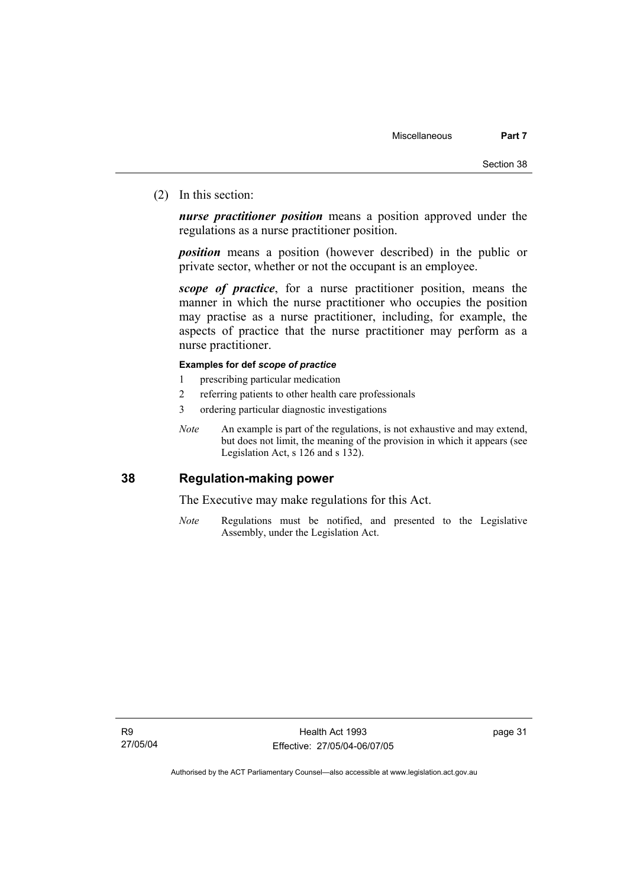(2) In this section:

***nurse practitioner position*** means a position approved under the regulations as a nurse practitioner position.

***position*** means a position (however described) in the public or private sector, whether or not the occupant is an employee.

***scope of practice***, for a nurse practitioner position, means the manner in which the nurse practitioner who occupies the position may practise as a nurse practitioner, including, for example, the aspects of practice that the nurse practitioner may perform as a nurse practitioner.

**Examples for def *scope of practice***

1 prescribing particular medication
2 referring patients to other health care professionals
3 ordering particular diagnostic investigations

*Note* An example is part of the regulations, is not exhaustive and may extend, but does not limit, the meaning of the provision in which it appears (see Legislation Act, s 126 and s 132).

## 38 Regulation-making power

The Executive may make regulations for this Act.

*Note* Regulations must be notified, and presented to the Legislative Assembly, under the Legislation Act.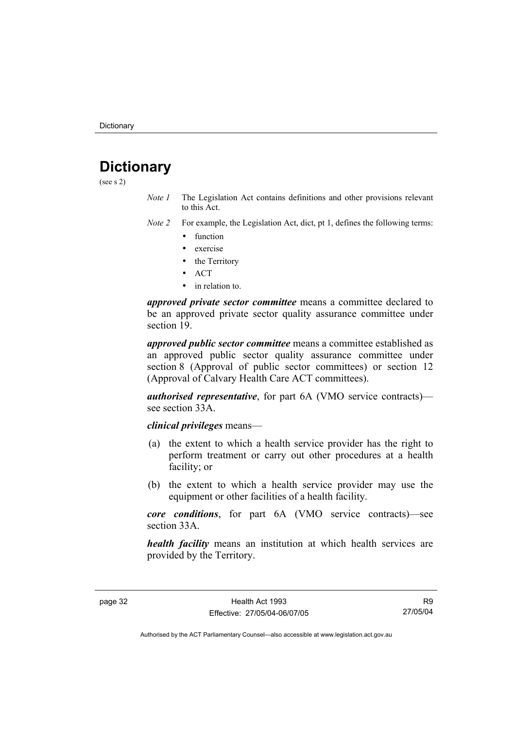# Dictionary

(see s 2)

*Note 1* The Legislation Act contains definitions and other provisions relevant to this Act.

*Note 2* For example, the Legislation Act, dict, pt 1, defines the following terms:

- function
- exercise
- the Territory
- ACT
- in relation to.

***approved private sector committee*** means a committee declared to be an approved private sector quality assurance committee under section 19.

***approved public sector committee*** means a committee established as an approved public sector quality assurance committee under section 8 (Approval of public sector committees) or section 12 (Approval of Calvary Health Care ACT committees).

***authorised representative***, for part 6A (VMO service contracts)—see section 33A.

***clinical privileges*** means—

(a) the extent to which a health service provider has the right to perform treatment or carry out other procedures at a health facility; or

(b) the extent to which a health service provider may use the equipment or other facilities of a health facility.

***core conditions***, for part 6A (VMO service contracts)—see section 33A.

***health facility*** means an institution at which health services are provided by the Territory.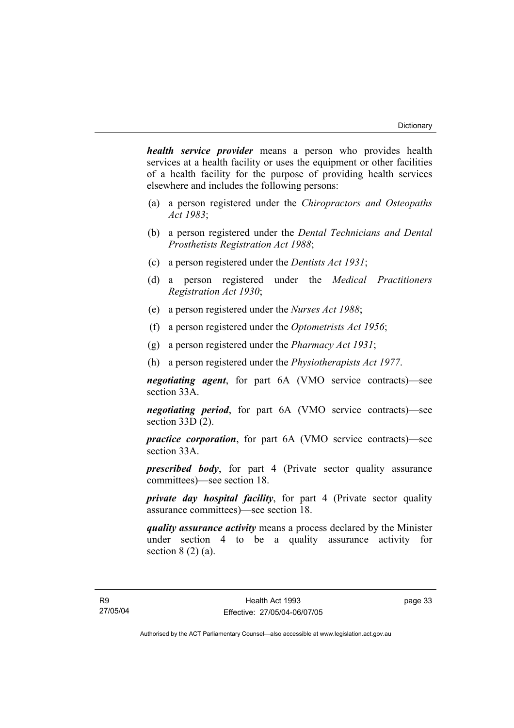***health service provider*** means a person who provides health services at a health facility or uses the equipment or other facilities of a health facility for the purpose of providing health services elsewhere and includes the following persons:

(a) a person registered under the *Chiropractors and Osteopaths Act 1983*;

(b) a person registered under the *Dental Technicians and Dental Prosthetists Registration Act 1988*;

(c) a person registered under the *Dentists Act 1931*;

(d) a person registered under the *Medical Practitioners Registration Act 1930*;

(e) a person registered under the *Nurses Act 1988*;

(f) a person registered under the *Optometrists Act 1956*;

(g) a person registered under the *Pharmacy Act 1931*;

(h) a person registered under the *Physiotherapists Act 1977*.

***negotiating agent***, for part 6A (VMO service contracts)—see section 33A.

***negotiating period***, for part 6A (VMO service contracts)—see section 33D (2).

***practice corporation***, for part 6A (VMO service contracts)—see section 33A.

***prescribed body***, for part 4 (Private sector quality assurance committees)—see section 18.

***private day hospital facility***, for part 4 (Private sector quality assurance committees)—see section 18.

***quality assurance activity*** means a process declared by the Minister under section 4 to be a quality assurance activity for section 8 (2) (a).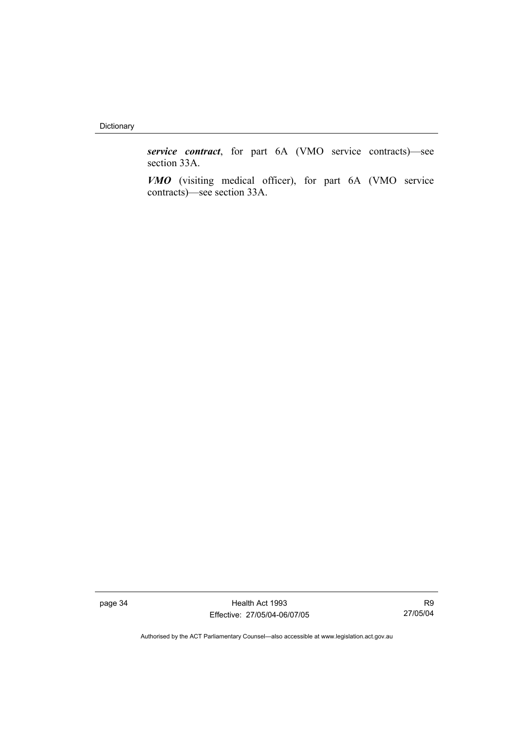***service contract***, for part 6A (VMO service contracts)—see section 33A.

***VMO*** (visiting medical officer), for part 6A (VMO service contracts)—see section 33A.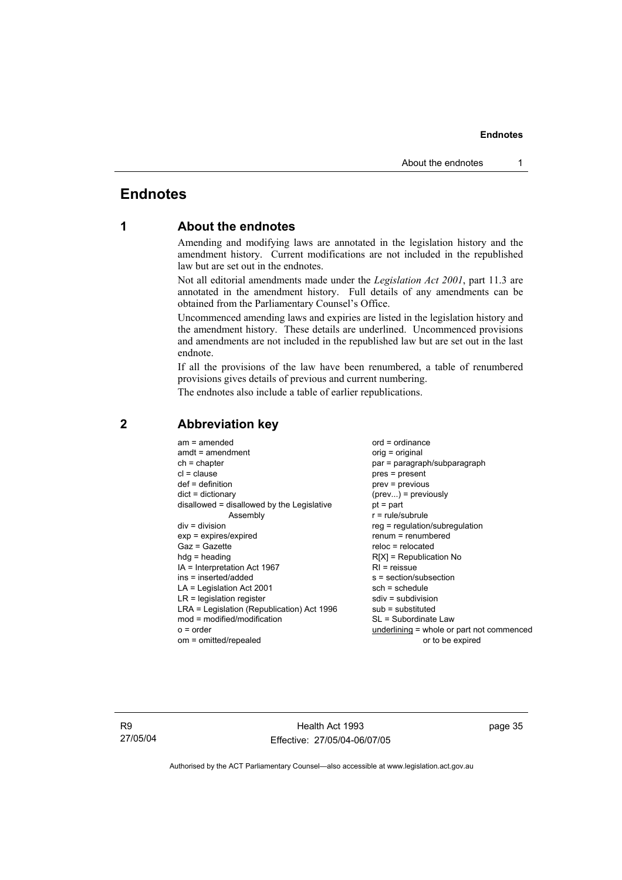# Endnotes

## 1 About the endnotes

Amending and modifying laws are annotated in the legislation history and the amendment history. Current modifications are not included in the republished law but are set out in the endnotes.

Not all editorial amendments made under the *Legislation Act 2001*, part 11.3 are annotated in the amendment history. Full details of any amendments can be obtained from the Parliamentary Counsel's Office.

Uncommenced amending laws and expiries are listed in the legislation history and the amendment history. These details are underlined. Uncommenced provisions and amendments are not included in the republished law but are set out in the last endnote.

If all the provisions of the law have been renumbered, a table of renumbered provisions gives details of previous and current numbering.

The endnotes also include a table of earlier republications.

## 2 Abbreviation key

am = amended
amdt = amendment
ch = chapter
cl = clause
def = definition
dict = dictionary
disallowed = disallowed by the Legislative Assembly
div = division
exp = expires/expired
Gaz = Gazette
hdg = heading
IA = Interpretation Act 1967
ins = inserted/added
LA = Legislation Act 2001
LR = legislation register
LRA = Legislation (Republication) Act 1996
mod = modified/modification
o = order
om = omitted/repealed
ord = ordinance
orig = original
par = paragraph/subparagraph
pres = present
prev = previous
(prev...) = previously
pt = part
r = rule/subrule
reg = regulation/subregulation
renum = renumbered
reloc = relocated
R[X] = Republication No
RI = reissue
s = section/subsection
sch = schedule
sdiv = subdivision
sub = substituted
SL = Subordinate Law
underlining = whole or part not commenced or to be expired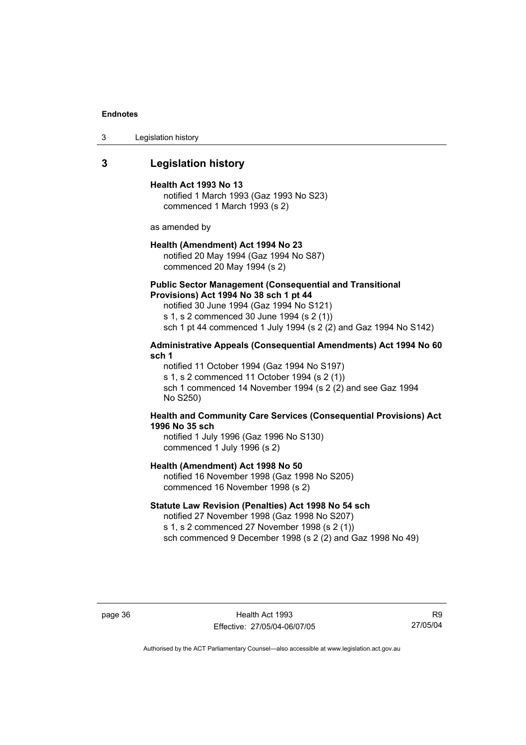## 3 Legislation history

**Health Act 1993 No 13**
notified 1 March 1993 (Gaz 1993 No S23)
commenced 1 March 1993 (s 2)

as amended by

**Health (Amendment) Act 1994 No 23**
notified 20 May 1994 (Gaz 1994 No S87)
commenced 20 May 1994 (s 2)

**Public Sector Management (Consequential and Transitional Provisions) Act 1994 No 38 sch 1 pt 44**
notified 30 June 1994 (Gaz 1994 No S121)
s 1, s 2 commenced 30 June 1994 (s 2 (1))
sch 1 pt 44 commenced 1 July 1994 (s 2 (2) and Gaz 1994 No S142)

**Administrative Appeals (Consequential Amendments) Act 1994 No 60 sch 1**
notified 11 October 1994 (Gaz 1994 No S197)
s 1, s 2 commenced 11 October 1994 (s 2 (1))
sch 1 commenced 14 November 1994 (s 2 (2) and see Gaz 1994 No S250)

**Health and Community Care Services (Consequential Provisions) Act 1996 No 35 sch**
notified 1 July 1996 (Gaz 1996 No S130)
commenced 1 July 1996 (s 2)

**Health (Amendment) Act 1998 No 50**
notified 16 November 1998 (Gaz 1998 No S205)
commenced 16 November 1998 (s 2)

**Statute Law Revision (Penalties) Act 1998 No 54 sch**
notified 27 November 1998 (Gaz 1998 No S207)
s 1, s 2 commenced 27 November 1998 (s 2 (1))
sch commenced 9 December 1998 (s 2 (2) and Gaz 1998 No 49)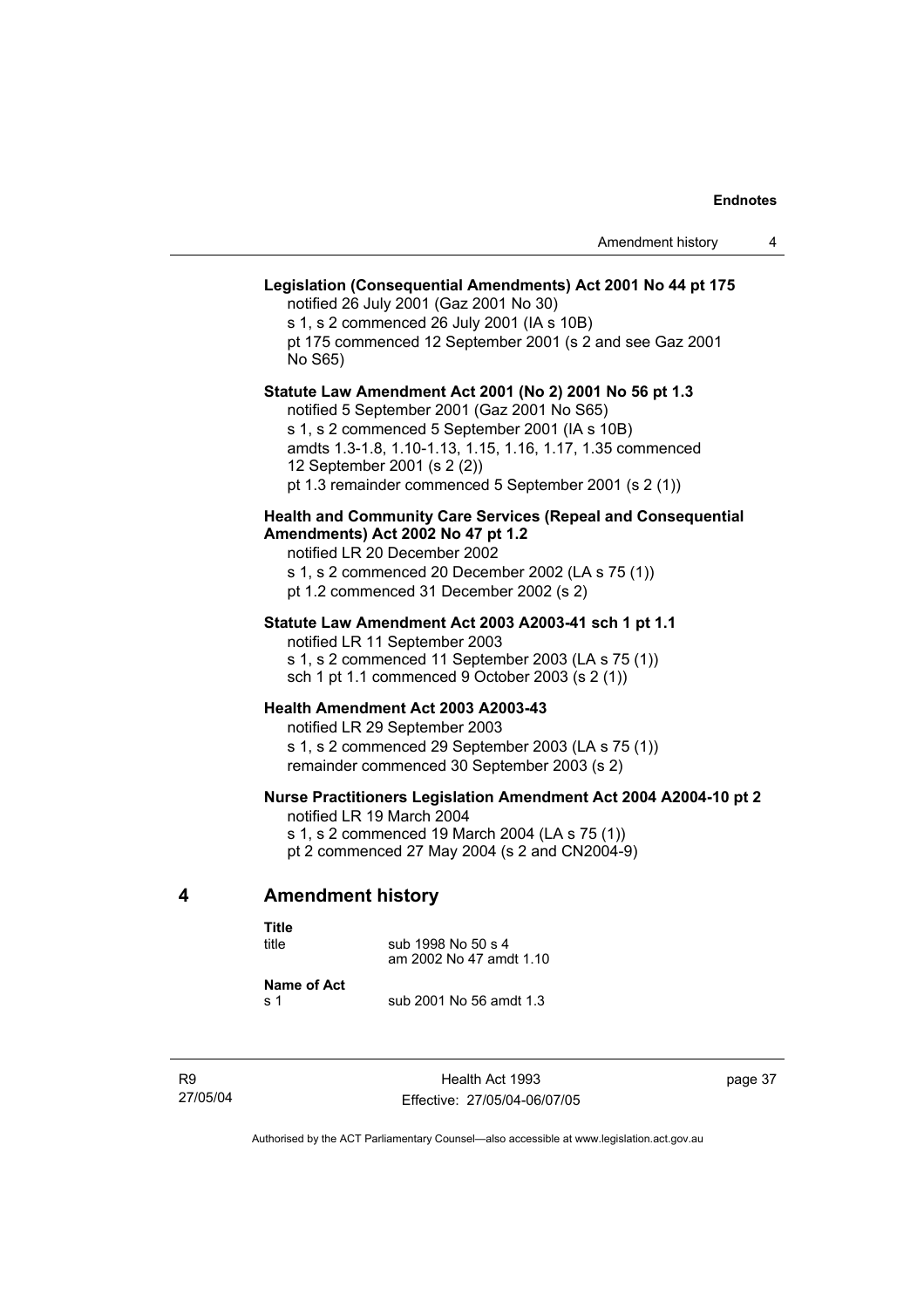**Legislation (Consequential Amendments) Act 2001 No 44 pt 175**
notified 26 July 2001 (Gaz 2001 No 30)
s 1, s 2 commenced 26 July 2001 (IA s 10B)
pt 175 commenced 12 September 2001 (s 2 and see Gaz 2001 No S65)

**Statute Law Amendment Act 2001 (No 2) 2001 No 56 pt 1.3**
notified 5 September 2001 (Gaz 2001 No S65)
s 1, s 2 commenced 5 September 2001 (IA s 10B)
amdts 1.3-1.8, 1.10-1.13, 1.15, 1.16, 1.17, 1.35 commenced 12 September 2001 (s 2 (2))
pt 1.3 remainder commenced 5 September 2001 (s 2 (1))

**Health and Community Care Services (Repeal and Consequential Amendments) Act 2002 No 47 pt 1.2**
notified LR 20 December 2002
s 1, s 2 commenced 20 December 2002 (LA s 75 (1))
pt 1.2 commenced 31 December 2002 (s 2)

**Statute Law Amendment Act 2003 A2003-41 sch 1 pt 1.1**
notified LR 11 September 2003
s 1, s 2 commenced 11 September 2003 (LA s 75 (1))
sch 1 pt 1.1 commenced 9 October 2003 (s 2 (1))

**Health Amendment Act 2003 A2003-43**
notified LR 29 September 2003
s 1, s 2 commenced 29 September 2003 (LA s 75 (1))
remainder commenced 30 September 2003 (s 2)

**Nurse Practitioners Legislation Amendment Act 2004 A2004-10 pt 2**
notified LR 19 March 2004
s 1, s 2 commenced 19 March 2004 (LA s 75 (1))
pt 2 commenced 27 May 2004 (s 2 and CN2004-9)

## 4 Amendment history

**Title**

| | |
|---|---|
| title | sub 1998 No 50 s 4<br>am 2002 No 47 amdt 1.10 |

**Name of Act**

| | |
|---|---|
| s 1 | sub 2001 No 56 amdt 1.3 |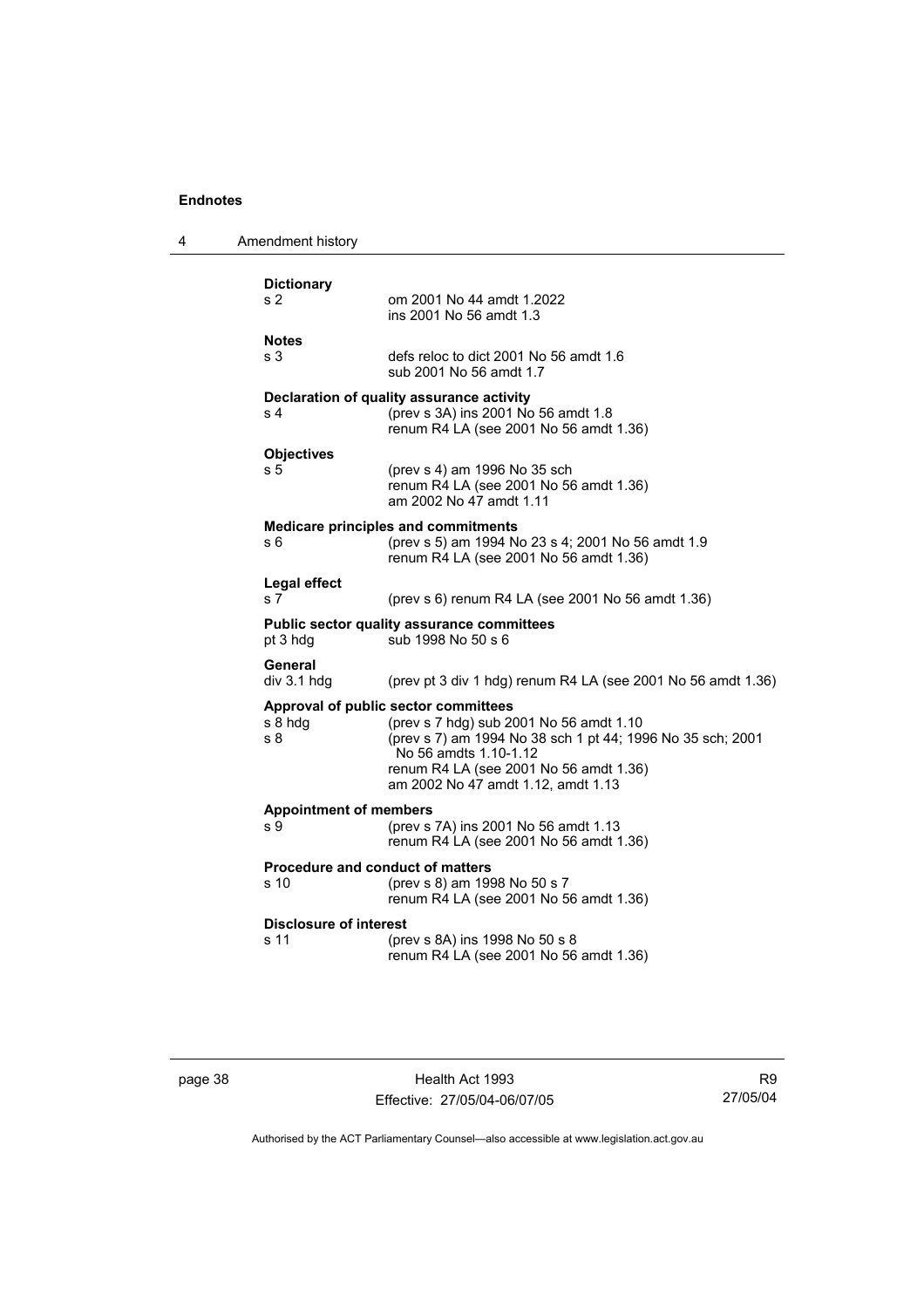**Dictionary**

s 2 om 2001 No 44 amdt 1.2022
ins 2001 No 56 amdt 1.3

**Notes**

s 3 defs reloc to dict 2001 No 56 amdt 1.6
sub 2001 No 56 amdt 1.7

**Declaration of quality assurance activity**

s 4 (prev s 3A) ins 2001 No 56 amdt 1.8
renum R4 LA (see 2001 No 56 amdt 1.36)

**Objectives**

s 5 (prev s 4) am 1996 No 35 sch
renum R4 LA (see 2001 No 56 amdt 1.36)
am 2002 No 47 amdt 1.11

**Medicare principles and commitments**

s 6 (prev s 5) am 1994 No 23 s 4; 2001 No 56 amdt 1.9
renum R4 LA (see 2001 No 56 amdt 1.36)

**Legal effect**

s 7 (prev s 6) renum R4 LA (see 2001 No 56 amdt 1.36)

**Public sector quality assurance committees**

pt 3 hdg sub 1998 No 50 s 6

**General**

div 3.1 hdg (prev pt 3 div 1 hdg) renum R4 LA (see 2001 No 56 amdt 1.36)

**Approval of public sector committees**

s 8 hdg (prev s 7 hdg) sub 2001 No 56 amdt 1.10
s 8 (prev s 7) am 1994 No 38 sch 1 pt 44; 1996 No 35 sch; 2001 No 56 amdts 1.10-1.12
renum R4 LA (see 2001 No 56 amdt 1.36)
am 2002 No 47 amdt 1.12, amdt 1.13

**Appointment of members**

s 9 (prev s 7A) ins 2001 No 56 amdt 1.13
renum R4 LA (see 2001 No 56 amdt 1.36)

**Procedure and conduct of matters**

s 10 (prev s 8) am 1998 No 50 s 7
renum R4 LA (see 2001 No 56 amdt 1.36)

**Disclosure of interest**

s 11 (prev s 8A) ins 1998 No 50 s 8
renum R4 LA (see 2001 No 56 amdt 1.36)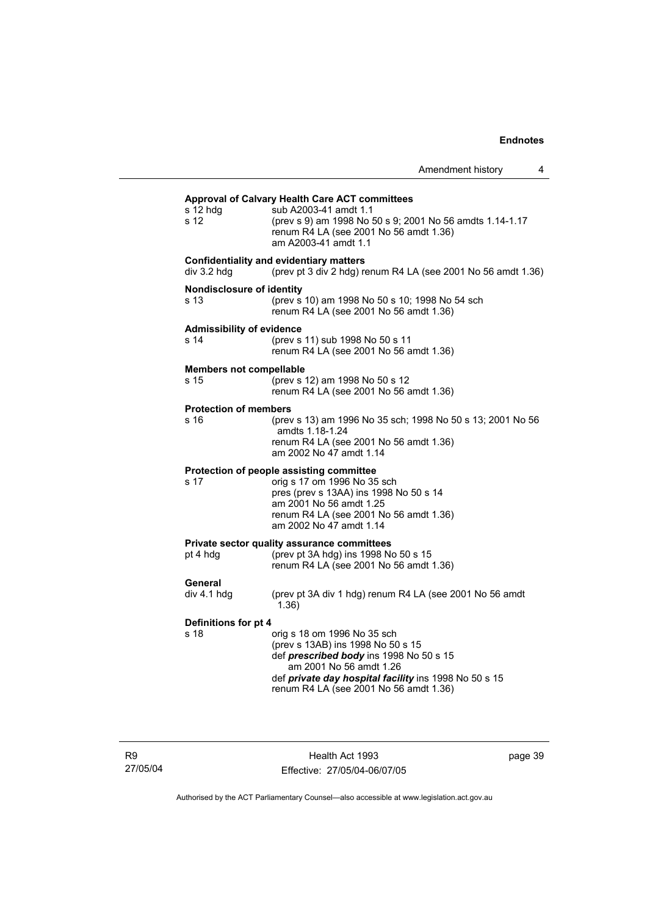**Approval of Calvary Health Care ACT committees**

s 12 hdg sub A2003-41 amdt 1.1

s 12 (prev s 9) am 1998 No 50 s 9; 2001 No 56 amdts 1.14-1.17
renum R4 LA (see 2001 No 56 amdt 1.36)
am A2003-41 amdt 1.1

**Confidentiality and evidentiary matters**

div 3.2 hdg (prev pt 3 div 2 hdg) renum R4 LA (see 2001 No 56 amdt 1.36)

**Nondisclosure of identity**

s 13 (prev s 10) am 1998 No 50 s 10; 1998 No 54 sch
renum R4 LA (see 2001 No 56 amdt 1.36)

**Admissibility of evidence**

s 14 (prev s 11) sub 1998 No 50 s 11
renum R4 LA (see 2001 No 56 amdt 1.36)

**Members not compellable**

s 15 (prev s 12) am 1998 No 50 s 12
renum R4 LA (see 2001 No 56 amdt 1.36)

**Protection of members**

s 16 (prev s 13) am 1996 No 35 sch; 1998 No 50 s 13; 2001 No 56 amdts 1.18-1.24
renum R4 LA (see 2001 No 56 amdt 1.36)
am 2002 No 47 amdt 1.14

**Protection of people assisting committee**

s 17 orig s 17 om 1996 No 35 sch
pres (prev s 13AA) ins 1998 No 50 s 14
am 2001 No 56 amdt 1.25
renum R4 LA (see 2001 No 56 amdt 1.36)
am 2002 No 47 amdt 1.14

**Private sector quality assurance committees**

pt 4 hdg (prev pt 3A hdg) ins 1998 No 50 s 15
renum R4 LA (see 2001 No 56 amdt 1.36)

**General**

div 4.1 hdg (prev pt 3A div 1 hdg) renum R4 LA (see 2001 No 56 amdt 1.36)

**Definitions for pt 4**

s 18 orig s 18 om 1996 No 35 sch
(prev s 13AB) ins 1998 No 50 s 15
def ***prescribed body*** ins 1998 No 50 s 15
am 2001 No 56 amdt 1.26
def ***private day hospital facility*** ins 1998 No 50 s 15
renum R4 LA (see 2001 No 56 amdt 1.36)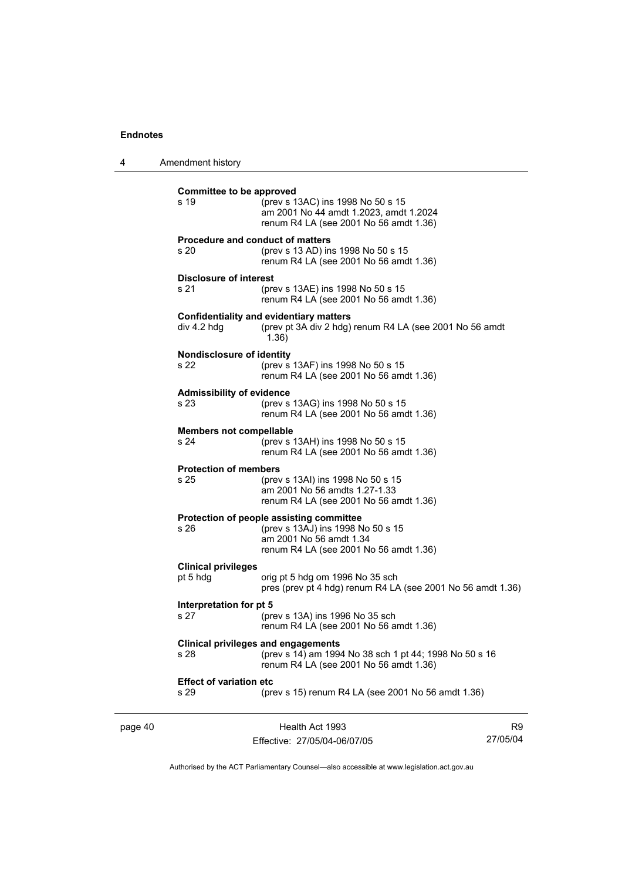**Committee to be approved**

s 19 (prev s 13AC) ins 1998 No 50 s 15
am 2001 No 44 amdt 1.2023, amdt 1.2024
renum R4 LA (see 2001 No 56 amdt 1.36)

**Procedure and conduct of matters**

s 20 (prev s 13 AD) ins 1998 No 50 s 15
renum R4 LA (see 2001 No 56 amdt 1.36)

**Disclosure of interest**

s 21 (prev s 13AE) ins 1998 No 50 s 15
renum R4 LA (see 2001 No 56 amdt 1.36)

**Confidentiality and evidentiary matters**

div 4.2 hdg (prev pt 3A div 2 hdg) renum R4 LA (see 2001 No 56 amdt 1.36)

**Nondisclosure of identity**

s 22 (prev s 13AF) ins 1998 No 50 s 15
renum R4 LA (see 2001 No 56 amdt 1.36)

**Admissibility of evidence**

s 23 (prev s 13AG) ins 1998 No 50 s 15
renum R4 LA (see 2001 No 56 amdt 1.36)

**Members not compellable**

s 24 (prev s 13AH) ins 1998 No 50 s 15
renum R4 LA (see 2001 No 56 amdt 1.36)

**Protection of members**

s 25 (prev s 13AI) ins 1998 No 50 s 15
am 2001 No 56 amdts 1.27-1.33
renum R4 LA (see 2001 No 56 amdt 1.36)

**Protection of people assisting committee**

s 26 (prev s 13AJ) ins 1998 No 50 s 15
am 2001 No 56 amdt 1.34
renum R4 LA (see 2001 No 56 amdt 1.36)

**Clinical privileges**

pt 5 hdg orig pt 5 hdg om 1996 No 35 sch
pres (prev pt 4 hdg) renum R4 LA (see 2001 No 56 amdt 1.36)

**Interpretation for pt 5**

s 27 (prev s 13A) ins 1996 No 35 sch
renum R4 LA (see 2001 No 56 amdt 1.36)

**Clinical privileges and engagements**

s 28 (prev s 14) am 1994 No 38 sch 1 pt 44; 1998 No 50 s 16
renum R4 LA (see 2001 No 56 amdt 1.36)

**Effect of variation etc**

s 29 (prev s 15) renum R4 LA (see 2001 No 56 amdt 1.36)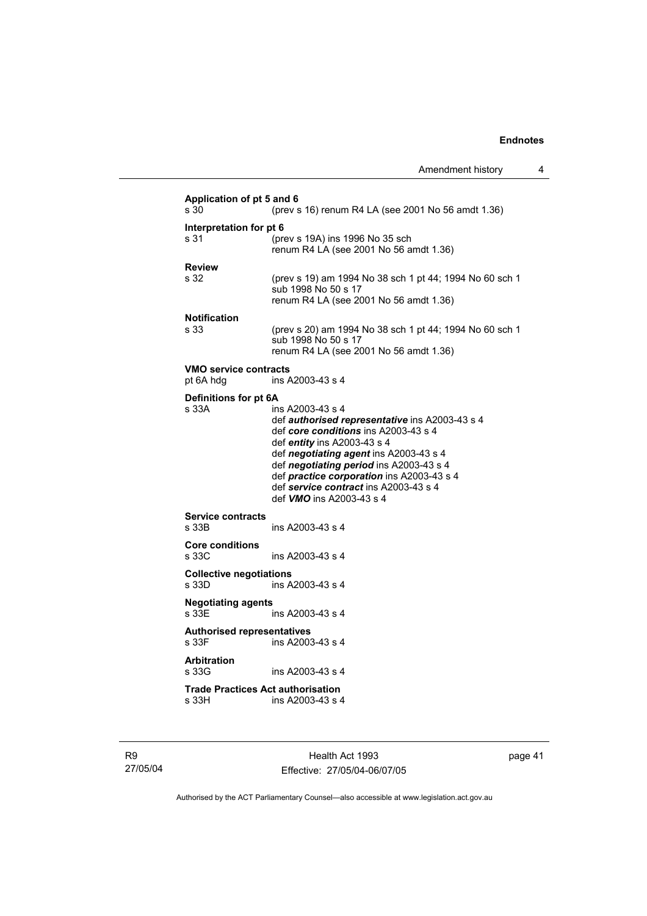**Application of pt 5 and 6**
s 30 (prev s 16) renum R4 LA (see 2001 No 56 amdt 1.36)

**Interpretation for pt 6**
s 31 (prev s 19A) ins 1996 No 35 sch
renum R4 LA (see 2001 No 56 amdt 1.36)

**Review**
s 32 (prev s 19) am 1994 No 38 sch 1 pt 44; 1994 No 60 sch 1
sub 1998 No 50 s 17
renum R4 LA (see 2001 No 56 amdt 1.36)

**Notification**
s 33 (prev s 20) am 1994 No 38 sch 1 pt 44; 1994 No 60 sch 1
sub 1998 No 50 s 17
renum R4 LA (see 2001 No 56 amdt 1.36)

**VMO service contracts**
pt 6A hdg ins A2003-43 s 4

**Definitions for pt 6A**
s 33A ins A2003-43 s 4
def ***authorised representative*** ins A2003-43 s 4
def ***core conditions*** ins A2003-43 s 4
def ***entity*** ins A2003-43 s 4
def ***negotiating agent*** ins A2003-43 s 4
def ***negotiating period*** ins A2003-43 s 4
def ***practice corporation*** ins A2003-43 s 4
def ***service contract*** ins A2003-43 s 4
def ***VMO*** ins A2003-43 s 4

**Service contracts**
s 33B ins A2003-43 s 4

**Core conditions**
s 33C ins A2003-43 s 4

**Collective negotiations**
s 33D ins A2003-43 s 4

**Negotiating agents**
s 33E ins A2003-43 s 4

**Authorised representatives**
s 33F ins A2003-43 s 4

**Arbitration**
s 33G ins A2003-43 s 4

**Trade Practices Act authorisation**
s 33H ins A2003-43 s 4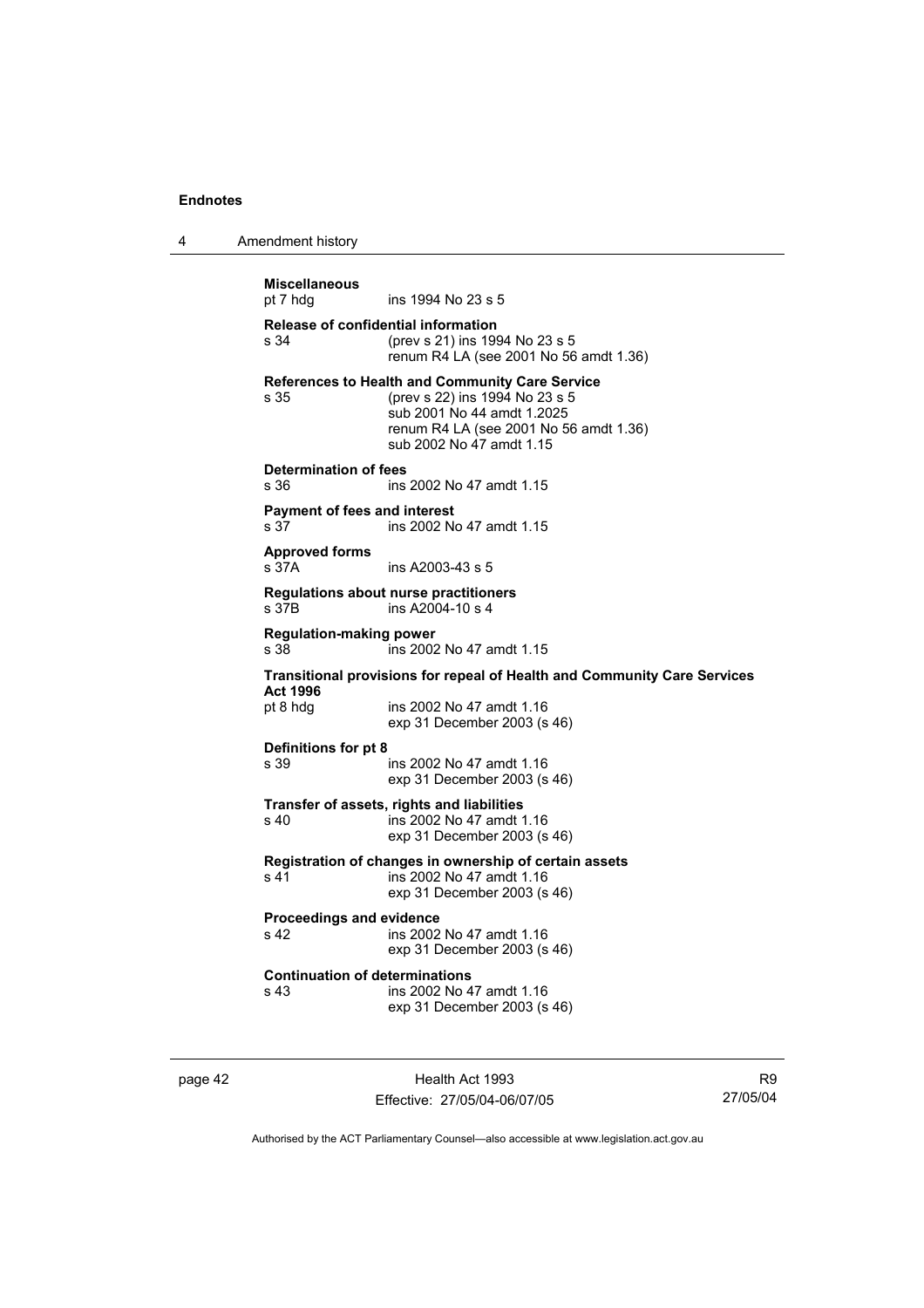**Miscellaneous**
pt 7 hdg ins 1994 No 23 s 5

**Release of confidential information**
s 34 (prev s 21) ins 1994 No 23 s 5
renum R4 LA (see 2001 No 56 amdt 1.36)

**References to Health and Community Care Service**
s 35 (prev s 22) ins 1994 No 23 s 5
sub 2001 No 44 amdt 1.2025
renum R4 LA (see 2001 No 56 amdt 1.36)
sub 2002 No 47 amdt 1.15

**Determination of fees**
s 36 ins 2002 No 47 amdt 1.15

**Payment of fees and interest**
s 37 ins 2002 No 47 amdt 1.15

**Approved forms**
s 37A ins A2003-43 s 5

**Regulations about nurse practitioners**
s 37B ins A2004-10 s 4

**Regulation-making power**
s 38 ins 2002 No 47 amdt 1.15

**Transitional provisions for repeal of Health and Community Care Services Act 1996**
pt 8 hdg ins 2002 No 47 amdt 1.16
exp 31 December 2003 (s 46)

**Definitions for pt 8**
s 39 ins 2002 No 47 amdt 1.16
exp 31 December 2003 (s 46)

**Transfer of assets, rights and liabilities**
s 40 ins 2002 No 47 amdt 1.16
exp 31 December 2003 (s 46)

**Registration of changes in ownership of certain assets**
s 41 ins 2002 No 47 amdt 1.16
exp 31 December 2003 (s 46)

**Proceedings and evidence**
s 42 ins 2002 No 47 amdt 1.16
exp 31 December 2003 (s 46)

**Continuation of determinations**
s 43 ins 2002 No 47 amdt 1.16
exp 31 December 2003 (s 46)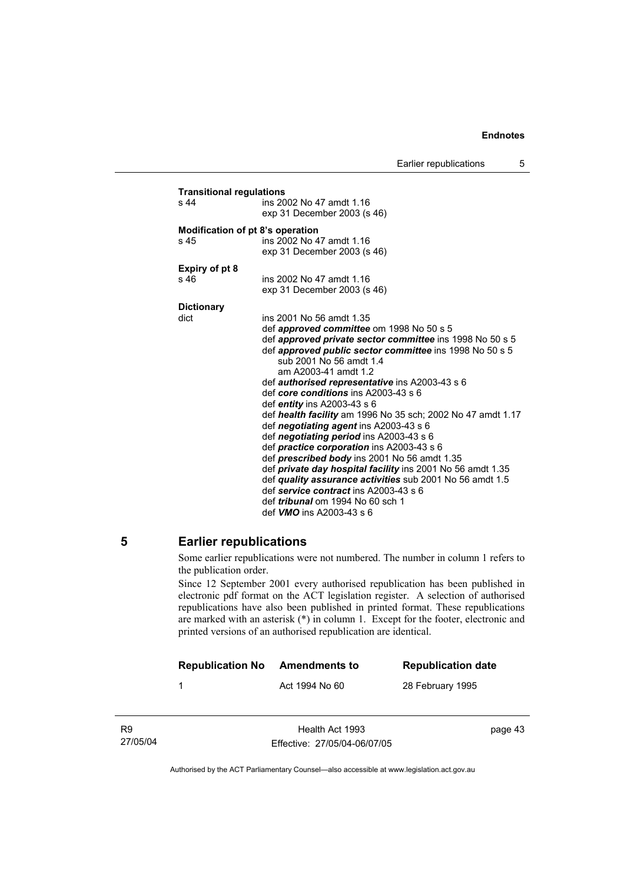**Transitional regulations**
s 44 ins 2002 No 47 amdt 1.16
exp 31 December 2003 (s 46)

**Modification of pt 8's operation**
s 45 ins 2002 No 47 amdt 1.16
exp 31 December 2003 (s 46)

**Expiry of pt 8**
s 46 ins 2002 No 47 amdt 1.16
exp 31 December 2003 (s 46)

**Dictionary**
dict ins 2001 No 56 amdt 1.35
def ***approved committee*** om 1998 No 50 s 5
def ***approved private sector committee*** ins 1998 No 50 s 5
def ***approved public sector committee*** ins 1998 No 50 s 5
sub 2001 No 56 amdt 1.4
am A2003-41 amdt 1.2
def ***authorised representative*** ins A2003-43 s 6
def ***core conditions*** ins A2003-43 s 6
def ***entity*** ins A2003-43 s 6
def ***health facility*** am 1996 No 35 sch; 2002 No 47 amdt 1.17
def ***negotiating agent*** ins A2003-43 s 6
def ***negotiating period*** ins A2003-43 s 6
def ***practice corporation*** ins A2003-43 s 6
def ***prescribed body*** ins 2001 No 56 amdt 1.35
def ***private day hospital facility*** ins 2001 No 56 amdt 1.35
def ***quality assurance activities*** sub 2001 No 56 amdt 1.5
def ***service contract*** ins A2003-43 s 6
def ***tribunal*** om 1994 No 60 sch 1
def ***VMO*** ins A2003-43 s 6

## 5 Earlier republications

Some earlier republications were not numbered. The number in column 1 refers to the publication order.

Since 12 September 2001 every authorised republication has been published in electronic pdf format on the ACT legislation register. A selection of authorised republications have also been published in printed format. These republications are marked with an asterisk (*) in column 1. Except for the footer, electronic and printed versions of an authorised republication are identical.

| Republication No | Amendments to | Republication date |
|---|---|---|
| 1 | Act 1994 No 60 | 28 February 1995 |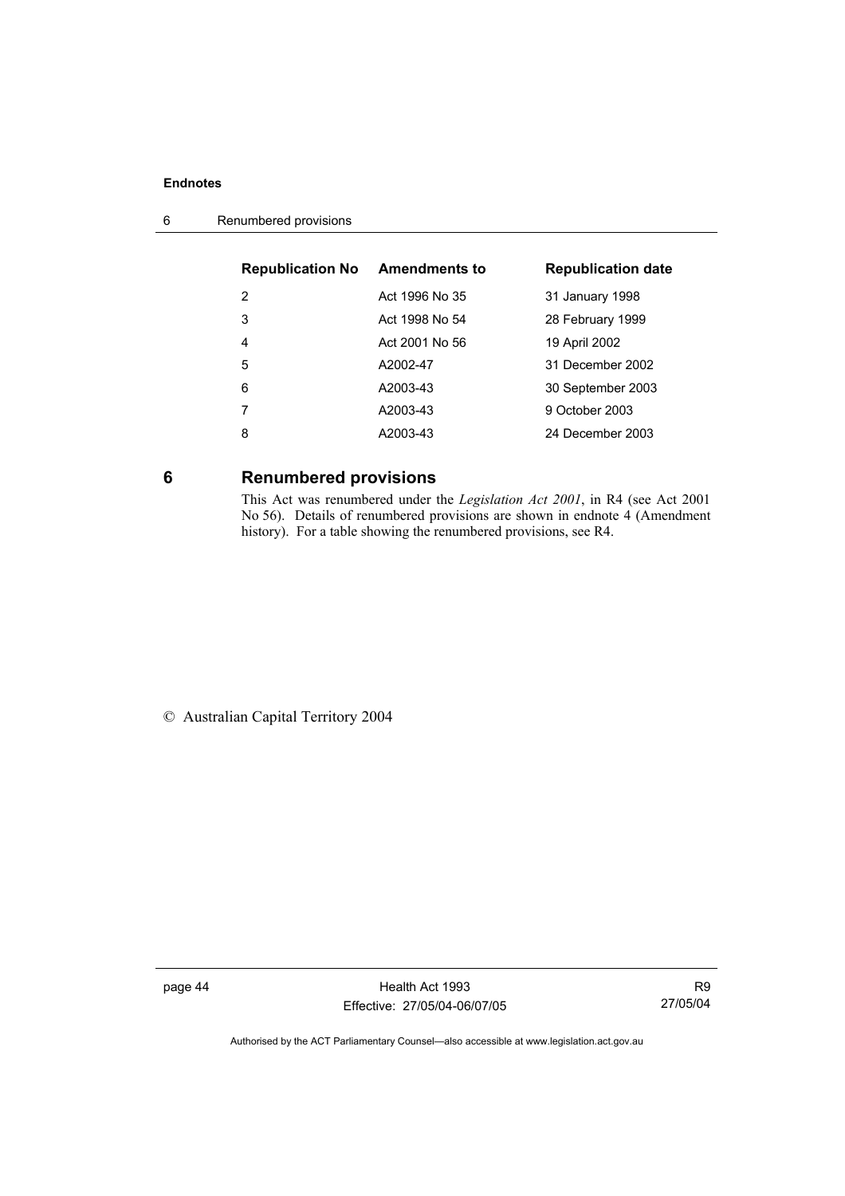| Republication No | Amendments to | Republication date |
|---|---|---|
| 2 | Act 1996 No 35 | 31 January 1998 |
| 3 | Act 1998 No 54 | 28 February 1999 |
| 4 | Act 2001 No 56 | 19 April 2002 |
| 5 | A2002-47 | 31 December 2002 |
| 6 | A2003-43 | 30 September 2003 |
| 7 | A2003-43 | 9 October 2003 |
| 8 | A2003-43 | 24 December 2003 |

## 6 Renumbered provisions

This Act was renumbered under the *Legislation Act 2001*, in R4 (see Act 2001 No 56). Details of renumbered provisions are shown in endnote 4 (Amendment history). For a table showing the renumbered provisions, see R4.

© Australian Capital Territory 2004